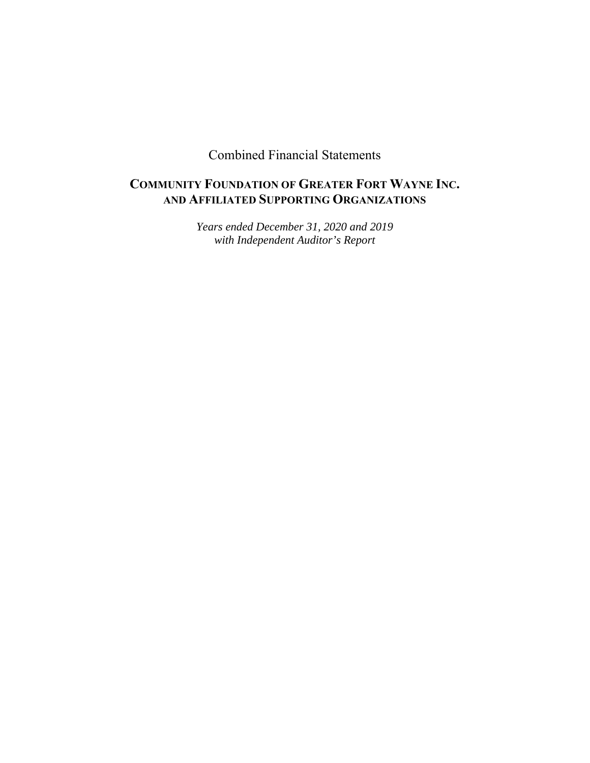Combined Financial Statements

# COMMUNITY FOUNDATION OF GREATER FORT WAYNE INC. AND AFFILIATED SUPPORTING ORGANIZATIONS

*Years ended December 31, 2020 and 2019*
*with Independent Auditor's Report*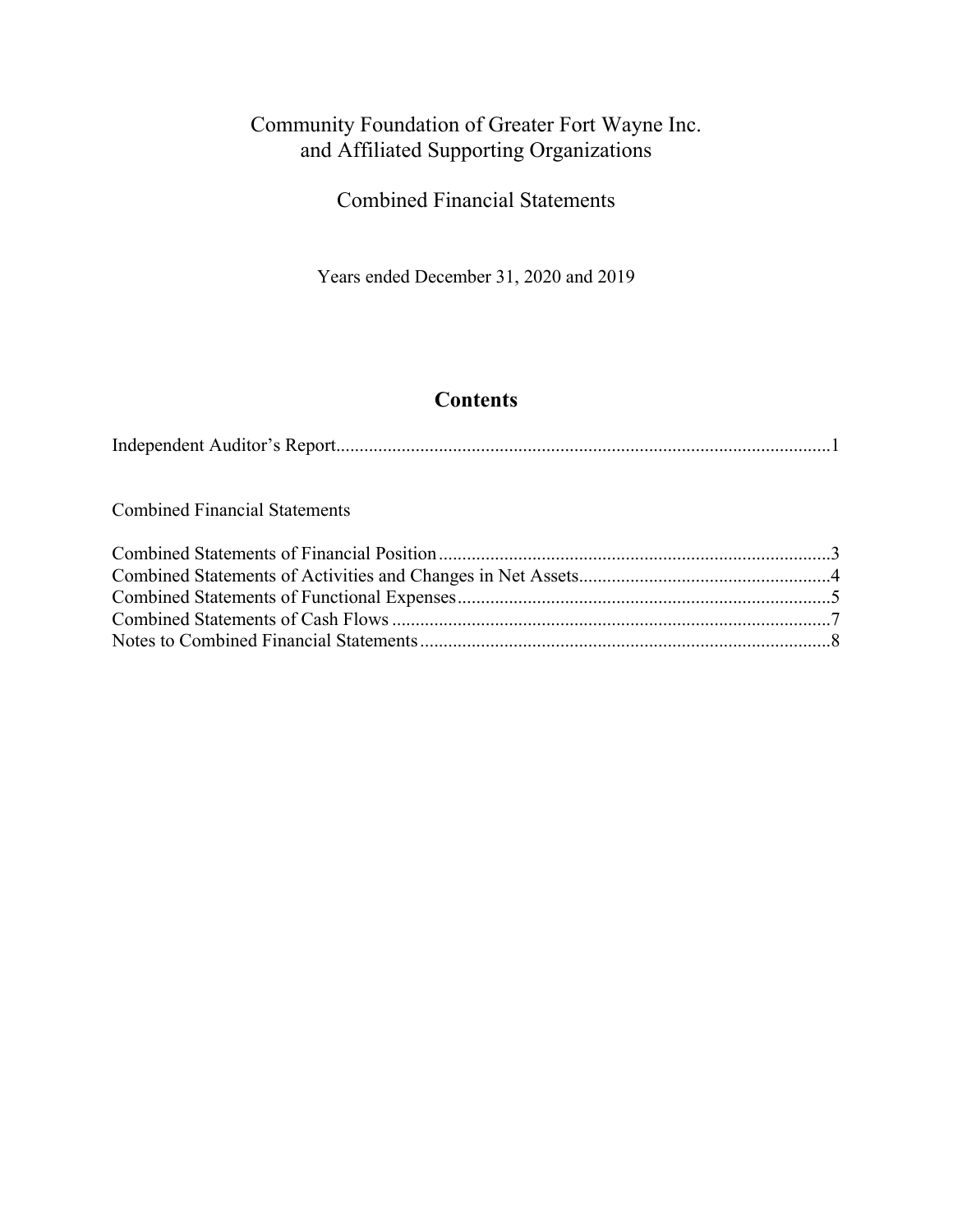# Community Foundation of Greater Fort Wayne Inc. and Affiliated Supporting Organizations

## Combined Financial Statements

Years ended December 31, 2020 and 2019

## Contents

Independent Auditor's Report.........................................................................................................1

Combined Financial Statements

Combined Statements of Financial Position....................................................................................3
Combined Statements of Activities and Changes in Net Assets......................................................4
Combined Statements of Functional Expenses................................................................................5
Combined Statements of Cash Flows..............................................................................................7
Notes to Combined Financial Statements........................................................................................8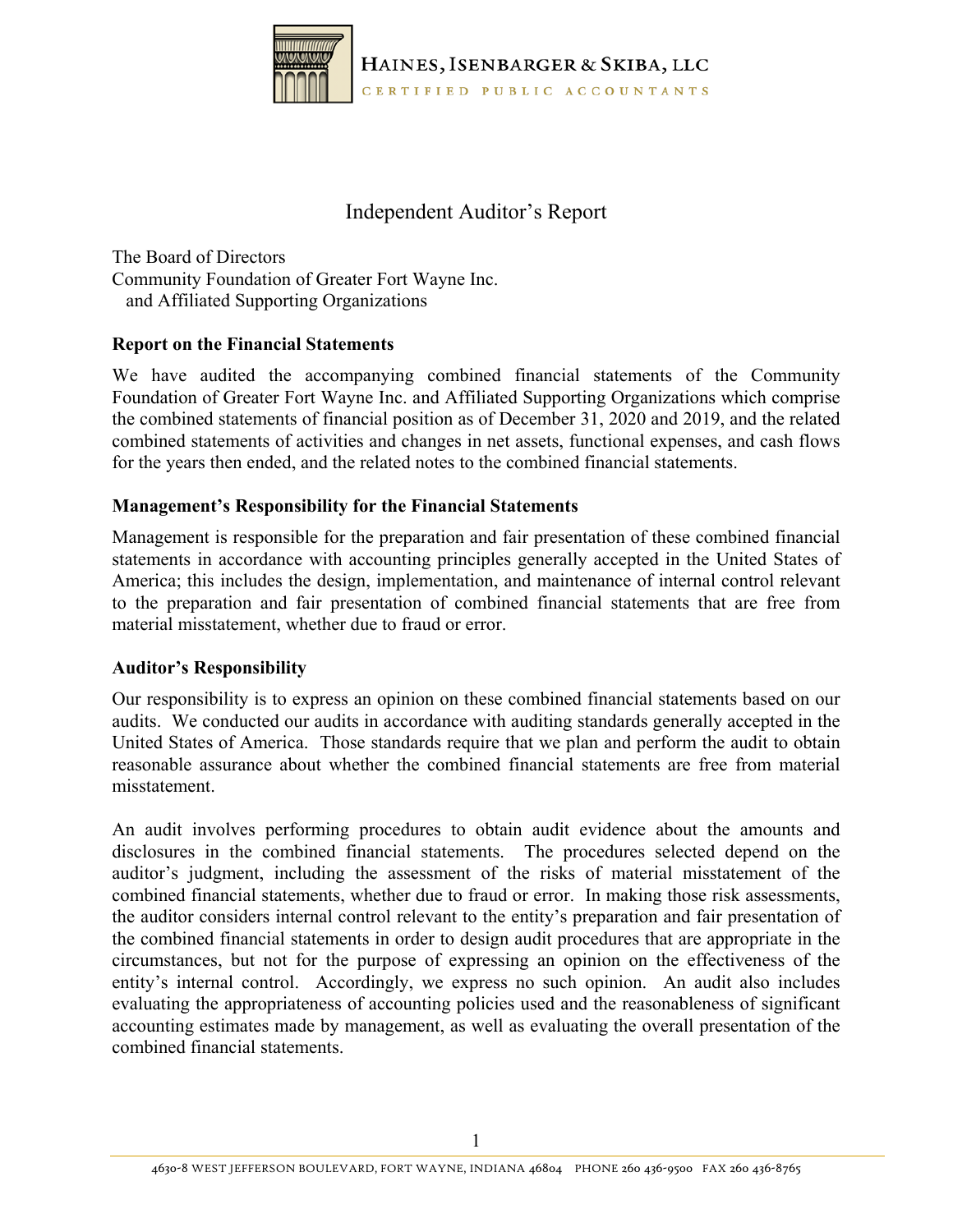HAINES, ISENBARGER & SKIBA, LLC
CERTIFIED PUBLIC ACCOUNTANTS

# Independent Auditor's Report

The Board of Directors
Community Foundation of Greater Fort Wayne Inc.
and Affiliated Supporting Organizations

**Report on the Financial Statements**

We have audited the accompanying combined financial statements of the Community Foundation of Greater Fort Wayne Inc. and Affiliated Supporting Organizations which comprise the combined statements of financial position as of December 31, 2020 and 2019, and the related combined statements of activities and changes in net assets, functional expenses, and cash flows for the years then ended, and the related notes to the combined financial statements.

**Management's Responsibility for the Financial Statements**

Management is responsible for the preparation and fair presentation of these combined financial statements in accordance with accounting principles generally accepted in the United States of America; this includes the design, implementation, and maintenance of internal control relevant to the preparation and fair presentation of combined financial statements that are free from material misstatement, whether due to fraud or error.

**Auditor's Responsibility**

Our responsibility is to express an opinion on these combined financial statements based on our audits. We conducted our audits in accordance with auditing standards generally accepted in the United States of America. Those standards require that we plan and perform the audit to obtain reasonable assurance about whether the combined financial statements are free from material misstatement.

An audit involves performing procedures to obtain audit evidence about the amounts and disclosures in the combined financial statements. The procedures selected depend on the auditor's judgment, including the assessment of the risks of material misstatement of the combined financial statements, whether due to fraud or error. In making those risk assessments, the auditor considers internal control relevant to the entity's preparation and fair presentation of the combined financial statements in order to design audit procedures that are appropriate in the circumstances, but not for the purpose of expressing an opinion on the effectiveness of the entity's internal control. Accordingly, we express no such opinion. An audit also includes evaluating the appropriateness of accounting policies used and the reasonableness of significant accounting estimates made by management, as well as evaluating the overall presentation of the combined financial statements.

4630-8 WEST JEFFERSON BOULEVARD, FORT WAYNE, INDIANA 46804 PHONE 260 436-9500 FAX 260 436-8765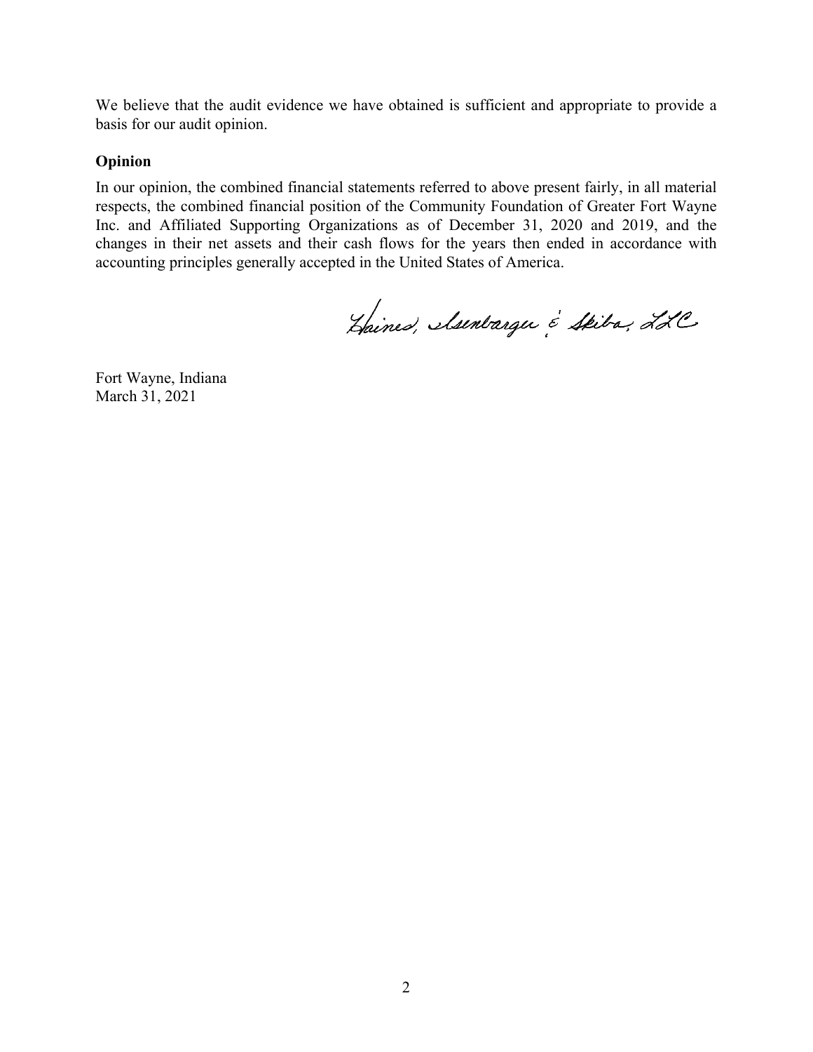We believe that the audit evidence we have obtained is sufficient and appropriate to provide a basis for our audit opinion.

**Opinion**

In our opinion, the combined financial statements referred to above present fairly, in all material respects, the combined financial position of the Community Foundation of Greater Fort Wayne Inc. and Affiliated Supporting Organizations as of December 31, 2020 and 2019, and the changes in their net assets and their cash flows for the years then ended in accordance with accounting principles generally accepted in the United States of America.

Haines, Isenbarger & Skiba, LLC

Fort Wayne, Indiana
March 31, 2021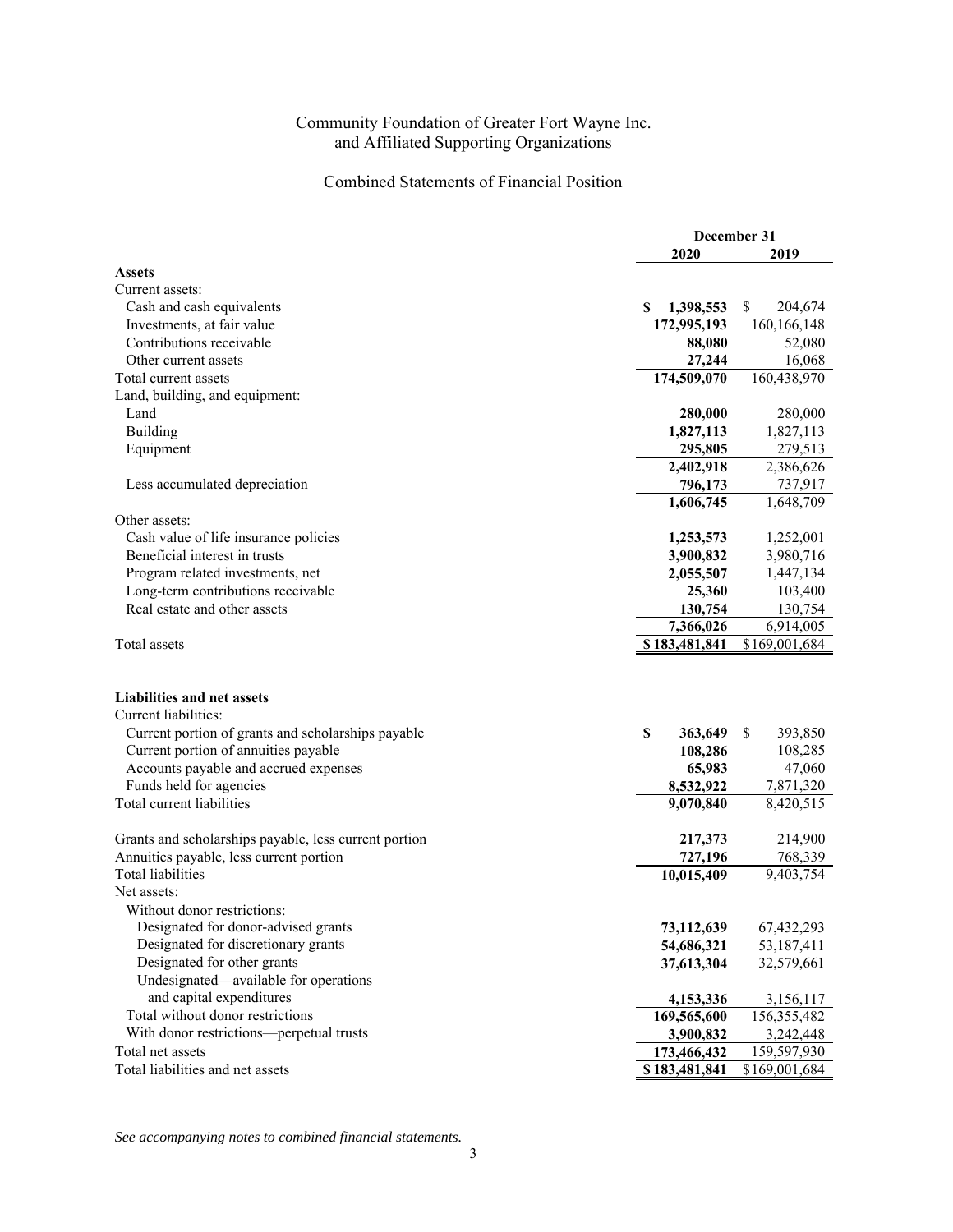# Community Foundation of Greater Fort Wayne Inc. and Affiliated Supporting Organizations

## Combined Statements of Financial Position

| | December 31 | |
|---|---|---|
| | **2020** | **2019** |
| **Assets** | | |
| Current assets: | | |
| Cash and cash equivalents | **$ 1,398,553** | $ 204,674 |
| Investments, at fair value | **172,995,193** | 160,166,148 |
| Contributions receivable | **88,080** | 52,080 |
| Other current assets | **27,244** | 16,068 |
| Total current assets | **174,509,070** | 160,438,970 |
| Land, building, and equipment: | | |
| Land | **280,000** | 280,000 |
| Building | **1,827,113** | 1,827,113 |
| Equipment | **295,805** | 279,513 |
| | **2,402,918** | 2,386,626 |
| Less accumulated depreciation | **796,173** | 737,917 |
| | **1,606,745** | 1,648,709 |
| Other assets: | | |
| Cash value of life insurance policies | **1,253,573** | 1,252,001 |
| Beneficial interest in trusts | **3,900,832** | 3,980,716 |
| Program related investments, net | **2,055,507** | 1,447,134 |
| Long-term contributions receivable | **25,360** | 103,400 |
| Real estate and other assets | **130,754** | 130,754 |
| | **7,366,026** | 6,914,005 |
| Total assets | **$ 183,481,841** | $169,001,684 |
| | | |
| **Liabilities and net assets** | | |
| Current liabilities: | | |
| Current portion of grants and scholarships payable | **$ 363,649** | $ 393,850 |
| Current portion of annuities payable | **108,286** | 108,285 |
| Accounts payable and accrued expenses | **65,983** | 47,060 |
| Funds held for agencies | **8,532,922** | 7,871,320 |
| Total current liabilities | **9,070,840** | 8,420,515 |
| | | |
| Grants and scholarships payable, less current portion | **217,373** | 214,900 |
| Annuities payable, less current portion | **727,196** | 768,339 |
| Total liabilities | **10,015,409** | 9,403,754 |
| Net assets: | | |
| Without donor restrictions: | | |
| Designated for donor-advised grants | **73,112,639** | 67,432,293 |
| Designated for discretionary grants | **54,686,321** | 53,187,411 |
| Designated for other grants | **37,613,304** | 32,579,661 |
| Undesignated—available for operations and capital expenditures | **4,153,336** | 3,156,117 |
| Total without donor restrictions | **169,565,600** | 156,355,482 |
| With donor restrictions—perpetual trusts | **3,900,832** | 3,242,448 |
| Total net assets | **173,466,432** | 159,597,930 |
| Total liabilities and net assets | **$ 183,481,841** | $169,001,684 |

*See accompanying notes to combined financial statements.*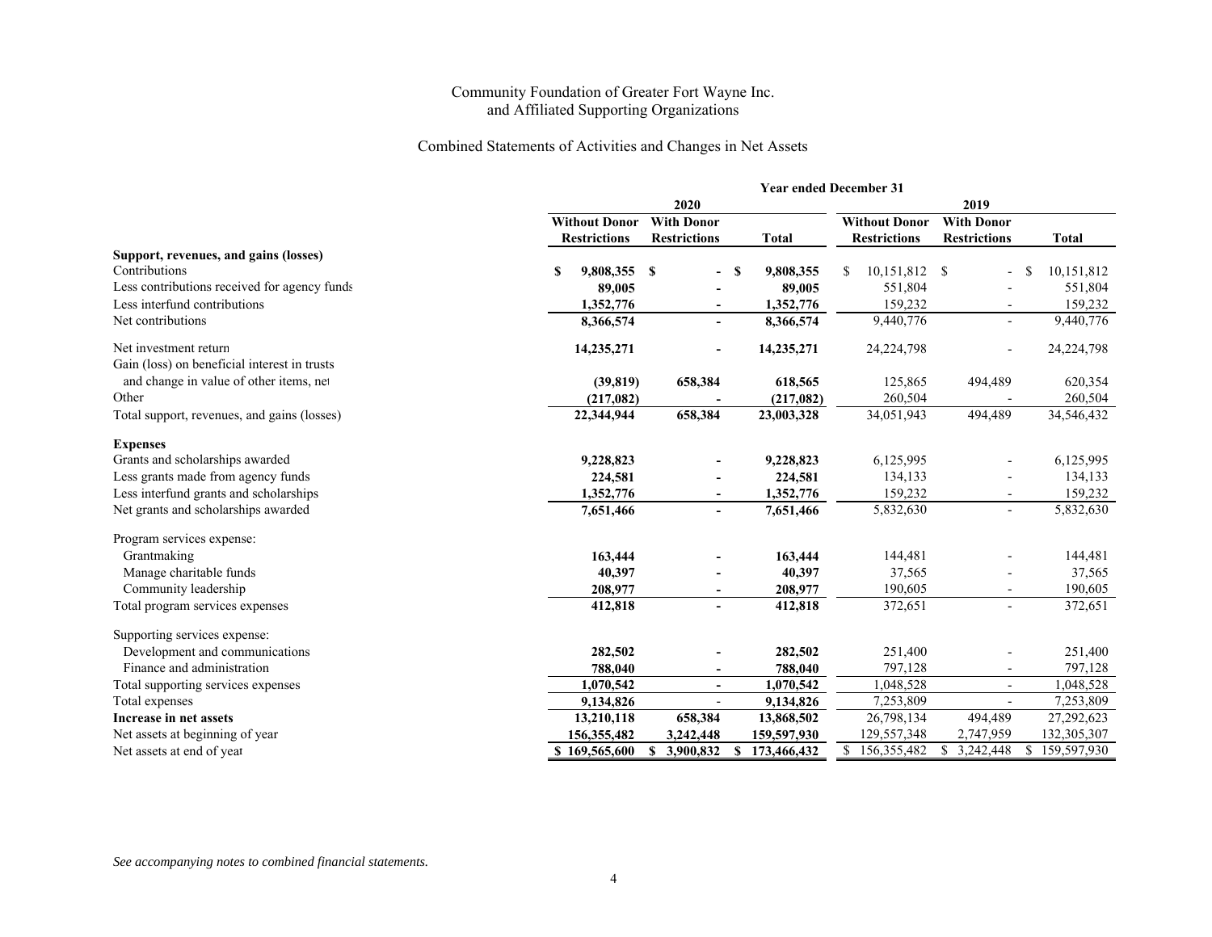Community Foundation of Greater Fort Wayne Inc.
and Affiliated Supporting Organizations

# Combined Statements of Activities and Changes in Net Assets

| | Year ended December 31 | | | | | |
|---|---|---|---|---|---|---|
| | 2020 | | | 2019 | | |
| | Without Donor Restrictions | With Donor Restrictions | Total | Without Donor Restrictions | With Donor Restrictions | Total |
| **Support, revenues, and gains (losses)** | | | | | | |
| Contributions | $ 9,808,355 | $ - | $ 9,808,355 | $ 10,151,812 | $ - | $ 10,151,812 |
| Less contributions received for agency funds | 89,005 | - | 89,005 | 551,804 | - | 551,804 |
| Less interfund contributions | 1,352,776 | - | 1,352,776 | 159,232 | - | 159,232 |
| Net contributions | 8,366,574 | - | 8,366,574 | 9,440,776 | - | 9,440,776 |
| Net investment return | 14,235,271 | - | 14,235,271 | 24,224,798 | - | 24,224,798 |
| Gain (loss) on beneficial interest in trusts and change in value of other items, net | (39,819) | 658,384 | 618,565 | 125,865 | 494,489 | 620,354 |
| Other | (217,082) | - | (217,082) | 260,504 | - | 260,504 |
| Total support, revenues, and gains (losses) | 22,344,944 | 658,384 | 23,003,328 | 34,051,943 | 494,489 | 34,546,432 |
| **Expenses** | | | | | | |
| Grants and scholarships awarded | 9,228,823 | - | 9,228,823 | 6,125,995 | - | 6,125,995 |
| Less grants made from agency funds | 224,581 | - | 224,581 | 134,133 | - | 134,133 |
| Less interfund grants and scholarships | 1,352,776 | - | 1,352,776 | 159,232 | - | 159,232 |
| Net grants and scholarships awarded | 7,651,466 | - | 7,651,466 | 5,832,630 | - | 5,832,630 |
| Program services expense: | | | | | | |
| Grantmaking | 163,444 | - | 163,444 | 144,481 | - | 144,481 |
| Manage charitable funds | 40,397 | - | 40,397 | 37,565 | - | 37,565 |
| Community leadership | 208,977 | - | 208,977 | 190,605 | - | 190,605 |
| Total program services expenses | 412,818 | - | 412,818 | 372,651 | - | 372,651 |
| Supporting services expense: | | | | | | |
| Development and communications | 282,502 | - | 282,502 | 251,400 | - | 251,400 |
| Finance and administration | 788,040 | - | 788,040 | 797,128 | - | 797,128 |
| Total supporting services expenses | 1,070,542 | - | 1,070,542 | 1,048,528 | - | 1,048,528 |
| Total expenses | 9,134,826 | - | 9,134,826 | 7,253,809 | - | 7,253,809 |
| **Increase in net assets** | 13,210,118 | 658,384 | 13,868,502 | 26,798,134 | 494,489 | 27,292,623 |
| Net assets at beginning of year | 156,355,482 | 3,242,448 | 159,597,930 | 129,557,348 | 2,747,959 | 132,305,307 |
| Net assets at end of year | $ 169,565,600 | $ 3,900,832 | $ 173,466,432 | $ 156,355,482 | $ 3,242,448 | $ 159,597,930 |

*See accompanying notes to combined financial statements.*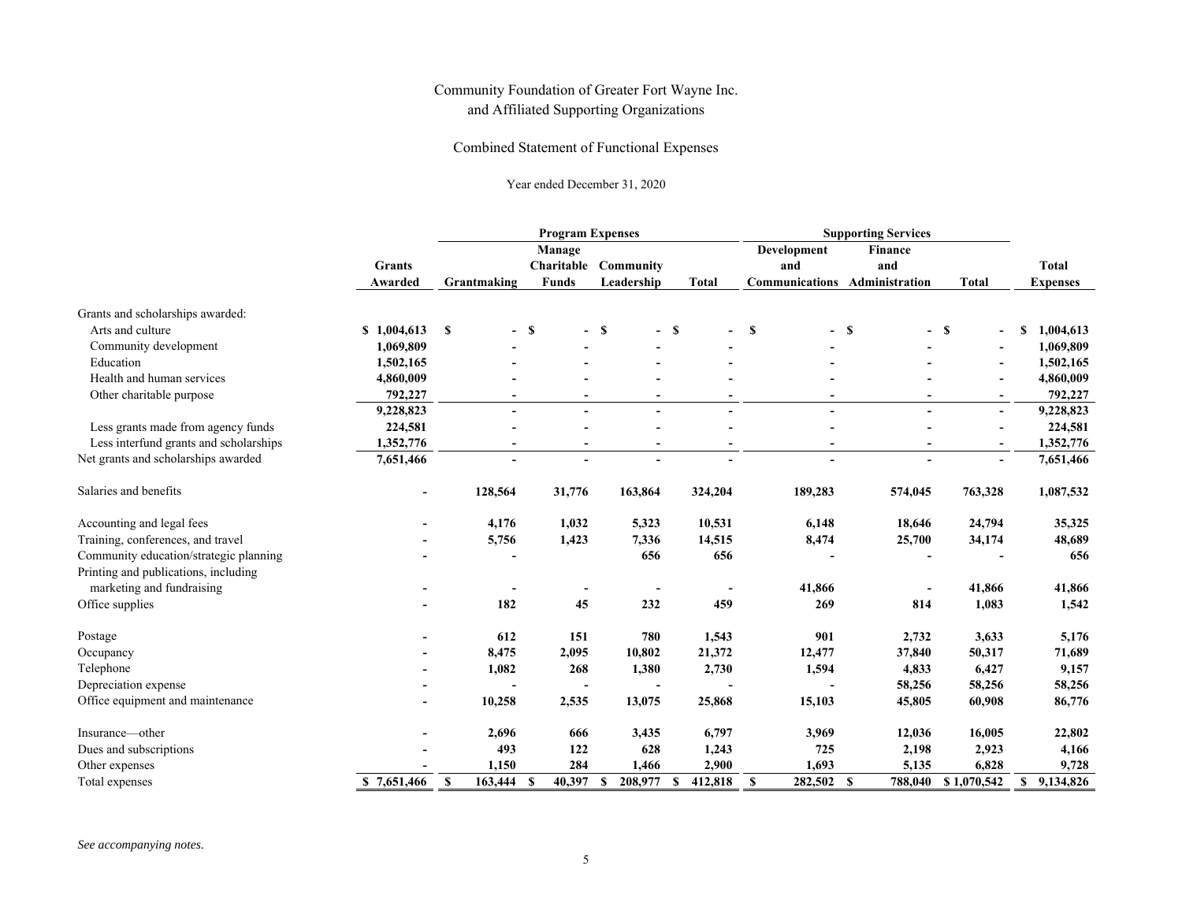Community Foundation of Greater Fort Wayne Inc.
and Affiliated Supporting Organizations

Combined Statement of Functional Expenses

Year ended December 31, 2020

| | Grants Awarded | Program Expenses | | | | Supporting Services | | | Total Expenses |
|---|---|---|---|---|---|---|---|---|---|
| | | Grantmaking | Manage Charitable Funds | Community Leadership | Total | Development and Communications | Finance and Administration | Total | |
| Grants and scholarships awarded: | | | | | | | | | |
| Arts and culture | $ 1,004,613 | $ - | $ - | $ - | $ - | $ - | $ - | $ - | $ 1,004,613 |
| Community development | 1,069,809 | - | - | - | - | - | - | - | 1,069,809 |
| Education | 1,502,165 | - | - | - | - | - | - | - | 1,502,165 |
| Health and human services | 4,860,009 | - | - | - | - | - | - | - | 4,860,009 |
| Other charitable purpose | 792,227 | - | - | - | - | - | - | - | 792,227 |
| | 9,228,823 | - | - | - | - | - | - | - | 9,228,823 |
| Less grants made from agency funds | 224,581 | - | - | - | - | - | - | - | 224,581 |
| Less interfund grants and scholarships | 1,352,776 | - | - | - | - | - | - | - | 1,352,776 |
| Net grants and scholarships awarded | 7,651,466 | - | - | - | - | - | - | - | 7,651,466 |
| Salaries and benefits | - | 128,564 | 31,776 | 163,864 | 324,204 | 189,283 | 574,045 | 763,328 | 1,087,532 |
| Accounting and legal fees | - | 4,176 | 1,032 | 5,323 | 10,531 | 6,148 | 18,646 | 24,794 | 35,325 |
| Training, conferences, and travel | - | 5,756 | 1,423 | 7,336 | 14,515 | 8,474 | 25,700 | 34,174 | 48,689 |
| Community education/strategic planning | - | - | | 656 | 656 | - | - | - | 656 |
| Printing and publications, including marketing and fundraising | - | - | - | - | - | 41,866 | - | 41,866 | 41,866 |
| Office supplies | - | 182 | 45 | 232 | 459 | 269 | 814 | 1,083 | 1,542 |
| Postage | - | 612 | 151 | 780 | 1,543 | 901 | 2,732 | 3,633 | 5,176 |
| Occupancy | - | 8,475 | 2,095 | 10,802 | 21,372 | 12,477 | 37,840 | 50,317 | 71,689 |
| Telephone | - | 1,082 | 268 | 1,380 | 2,730 | 1,594 | 4,833 | 6,427 | 9,157 |
| Depreciation expense | - | - | - | - | - | - | 58,256 | 58,256 | 58,256 |
| Office equipment and maintenance | - | 10,258 | 2,535 | 13,075 | 25,868 | 15,103 | 45,805 | 60,908 | 86,776 |
| Insurance—other | - | 2,696 | 666 | 3,435 | 6,797 | 3,969 | 12,036 | 16,005 | 22,802 |
| Dues and subscriptions | - | 493 | 122 | 628 | 1,243 | 725 | 2,198 | 2,923 | 4,166 |
| Other expenses | - | 1,150 | 284 | 1,466 | 2,900 | 1,693 | 5,135 | 6,828 | 9,728 |
| Total expenses | $ 7,651,466 | $ 163,444 | $ 40,397 | $ 208,977 | $ 412,818 | $ 282,502 | $ 788,040 | $ 1,070,542 | $ 9,134,826 |

*See accompanying notes.*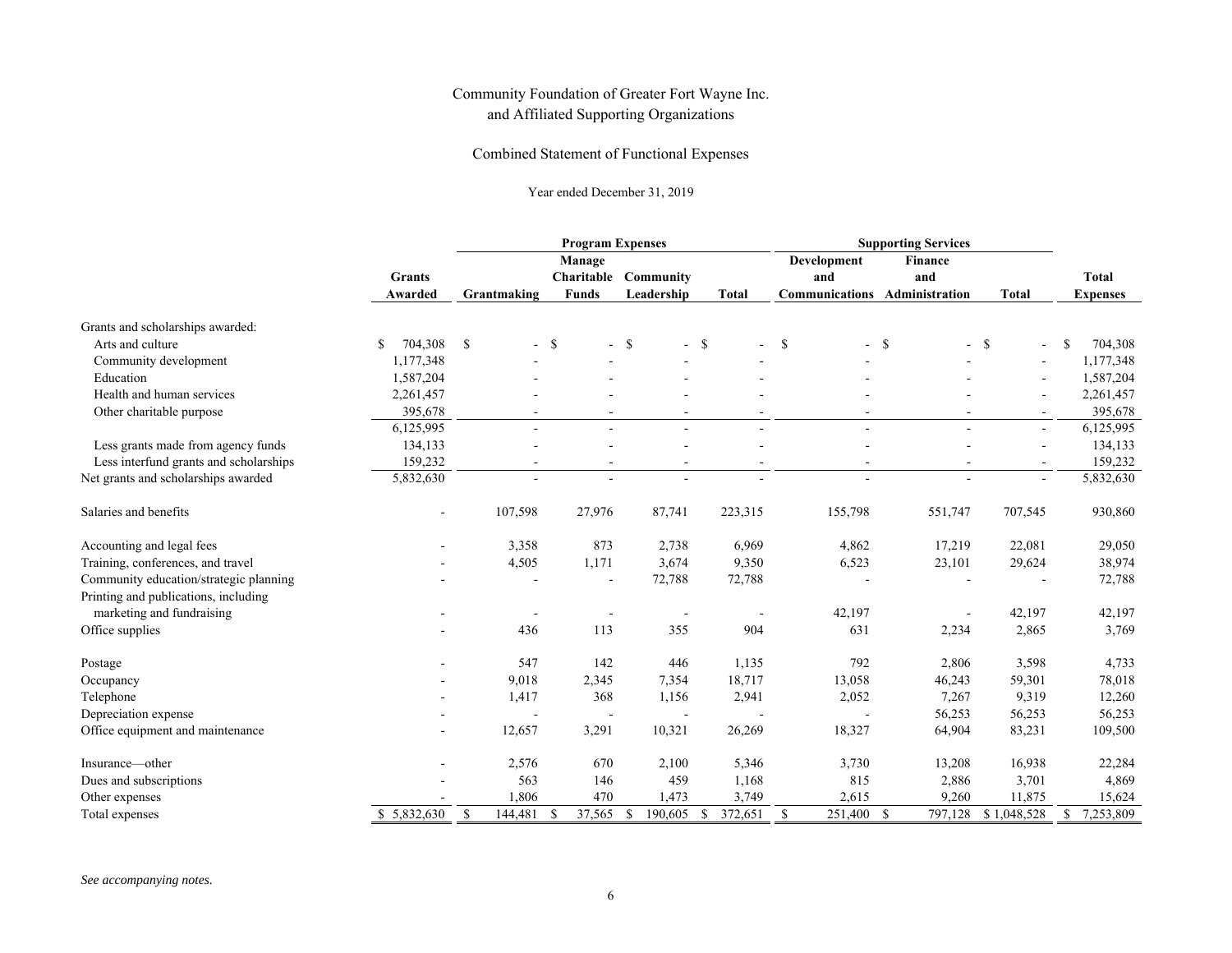# Community Foundation of Greater Fort Wayne Inc.
## and Affiliated Supporting Organizations

### Combined Statement of Functional Expenses

Year ended December 31, 2019

| | Grants Awarded | Program Expenses: Grantmaking | Program Expenses: Manage Charitable Funds | Program Expenses: Community Leadership | Program Expenses: Total | Supporting Services: Development and Communications | Supporting Services: Finance and Administration | Supporting Services: Total | Total Expenses |
|---|---|---|---|---|---|---|---|---|---|
| Grants and scholarships awarded: | | | | | | | | | |
| Arts and culture | $ 704,308 | $ - | $ - | $ - | $ - | $ - | $ - | $ - | $ 704,308 |
| Community development | 1,177,348 | - | - | - | - | - | - | - | 1,177,348 |
| Education | 1,587,204 | - | - | - | - | - | - | - | 1,587,204 |
| Health and human services | 2,261,457 | - | - | - | - | - | - | - | 2,261,457 |
| Other charitable purpose | 395,678 | - | - | - | - | - | - | - | 395,678 |
| | 6,125,995 | - | - | - | - | - | - | - | 6,125,995 |
| Less grants made from agency funds | 134,133 | - | - | - | - | - | - | - | 134,133 |
| Less interfund grants and scholarships | 159,232 | - | - | - | - | - | - | - | 159,232 |
| Net grants and scholarships awarded | 5,832,630 | - | - | - | - | - | - | - | 5,832,630 |
| Salaries and benefits | - | 107,598 | 27,976 | 87,741 | 223,315 | 155,798 | 551,747 | 707,545 | 930,860 |
| Accounting and legal fees | - | 3,358 | 873 | 2,738 | 6,969 | 4,862 | 17,219 | 22,081 | 29,050 |
| Training, conferences, and travel | - | 4,505 | 1,171 | 3,674 | 9,350 | 6,523 | 23,101 | 29,624 | 38,974 |
| Community education/strategic planning | - | - | - | 72,788 | 72,788 | - | - | - | 72,788 |
| Printing and publications, including marketing and fundraising | - | - | - | - | - | 42,197 | - | 42,197 | 42,197 |
| Office supplies | - | 436 | 113 | 355 | 904 | 631 | 2,234 | 2,865 | 3,769 |
| Postage | - | 547 | 142 | 446 | 1,135 | 792 | 2,806 | 3,598 | 4,733 |
| Occupancy | - | 9,018 | 2,345 | 7,354 | 18,717 | 13,058 | 46,243 | 59,301 | 78,018 |
| Telephone | - | 1,417 | 368 | 1,156 | 2,941 | 2,052 | 7,267 | 9,319 | 12,260 |
| Depreciation expense | - | - | - | - | - | - | 56,253 | 56,253 | 56,253 |
| Office equipment and maintenance | - | 12,657 | 3,291 | 10,321 | 26,269 | 18,327 | 64,904 | 83,231 | 109,500 |
| Insurance—other | - | 2,576 | 670 | 2,100 | 5,346 | 3,730 | 13,208 | 16,938 | 22,284 |
| Dues and subscriptions | - | 563 | 146 | 459 | 1,168 | 815 | 2,886 | 3,701 | 4,869 |
| Other expenses | - | 1,806 | 470 | 1,473 | 3,749 | 2,615 | 9,260 | 11,875 | 15,624 |
| Total expenses | $ 5,832,630 | $ 144,481 | $ 37,565 | $ 190,605 | $ 372,651 | $ 251,400 | $ 797,128 | $ 1,048,528 | $ 7,253,809 |

*See accompanying notes.*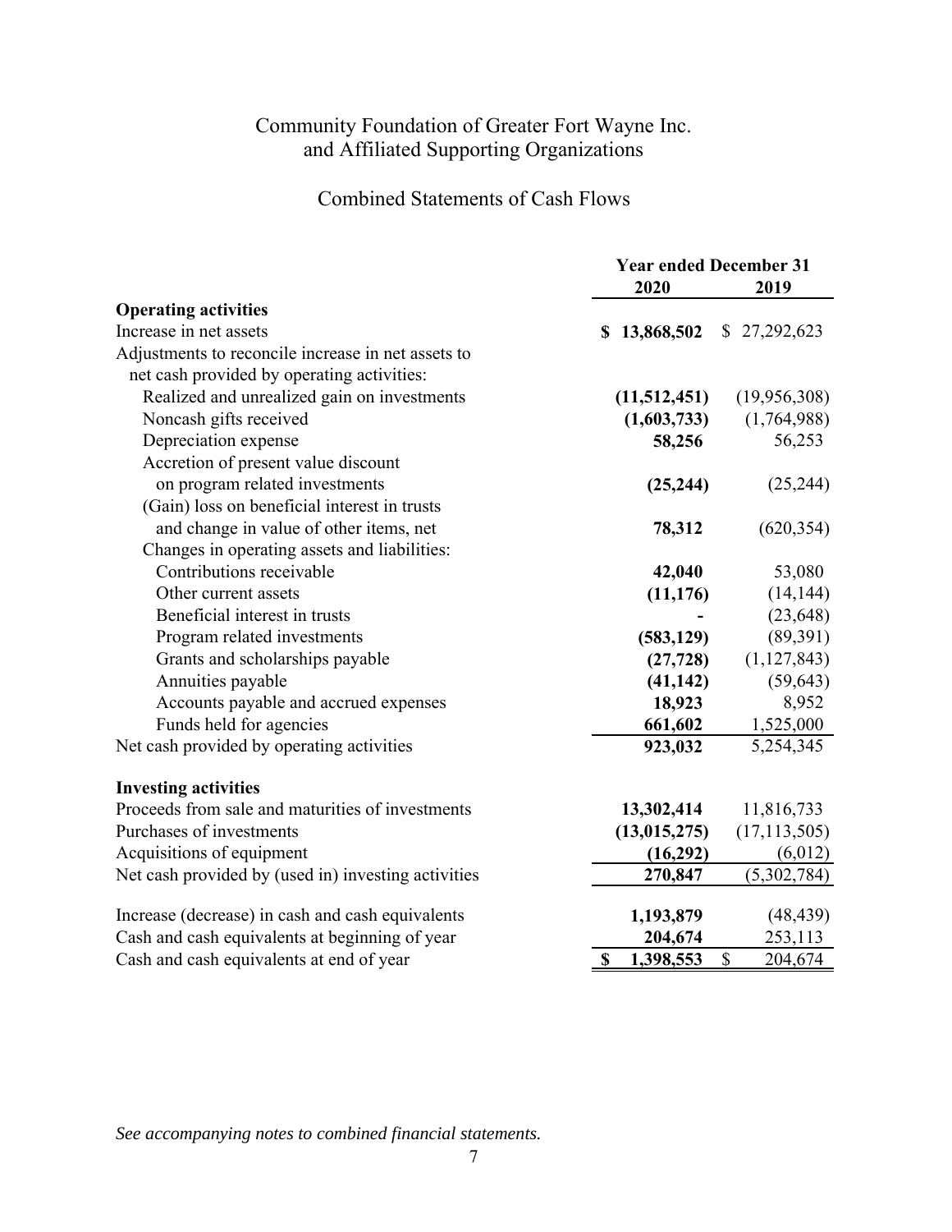# Community Foundation of Greater Fort Wayne Inc. and Affiliated Supporting Organizations

## Combined Statements of Cash Flows

| | Year ended December 31 | |
|---|---|---|
| | **2020** | **2019** |
| **Operating activities** | | |
| Increase in net assets | **$ 13,868,502** | $ 27,292,623 |
| Adjustments to reconcile increase in net assets to net cash provided by operating activities: | | |
| Realized and unrealized gain on investments | **(11,512,451)** | (19,956,308) |
| Noncash gifts received | **(1,603,733)** | (1,764,988) |
| Depreciation expense | **58,256** | 56,253 |
| Accretion of present value discount on program related investments | **(25,244)** | (25,244) |
| (Gain) loss on beneficial interest in trusts and change in value of other items, net | **78,312** | (620,354) |
| Changes in operating assets and liabilities: | | |
| Contributions receivable | **42,040** | 53,080 |
| Other current assets | **(11,176)** | (14,144) |
| Beneficial interest in trusts | **-** | (23,648) |
| Program related investments | **(583,129)** | (89,391) |
| Grants and scholarships payable | **(27,728)** | (1,127,843) |
| Annuities payable | **(41,142)** | (59,643) |
| Accounts payable and accrued expenses | **18,923** | 8,952 |
| Funds held for agencies | **661,602** | 1,525,000 |
| Net cash provided by operating activities | **923,032** | 5,254,345 |
| | | |
| **Investing activities** | | |
| Proceeds from sale and maturities of investments | **13,302,414** | 11,816,733 |
| Purchases of investments | **(13,015,275)** | (17,113,505) |
| Acquisitions of equipment | **(16,292)** | (6,012) |
| Net cash provided by (used in) investing activities | **270,847** | (5,302,784) |
| | | |
| Increase (decrease) in cash and cash equivalents | **1,193,879** | (48,439) |
| Cash and cash equivalents at beginning of year | **204,674** | 253,113 |
| Cash and cash equivalents at end of year | **$ 1,398,553** | $ 204,674 |

*See accompanying notes to combined financial statements.*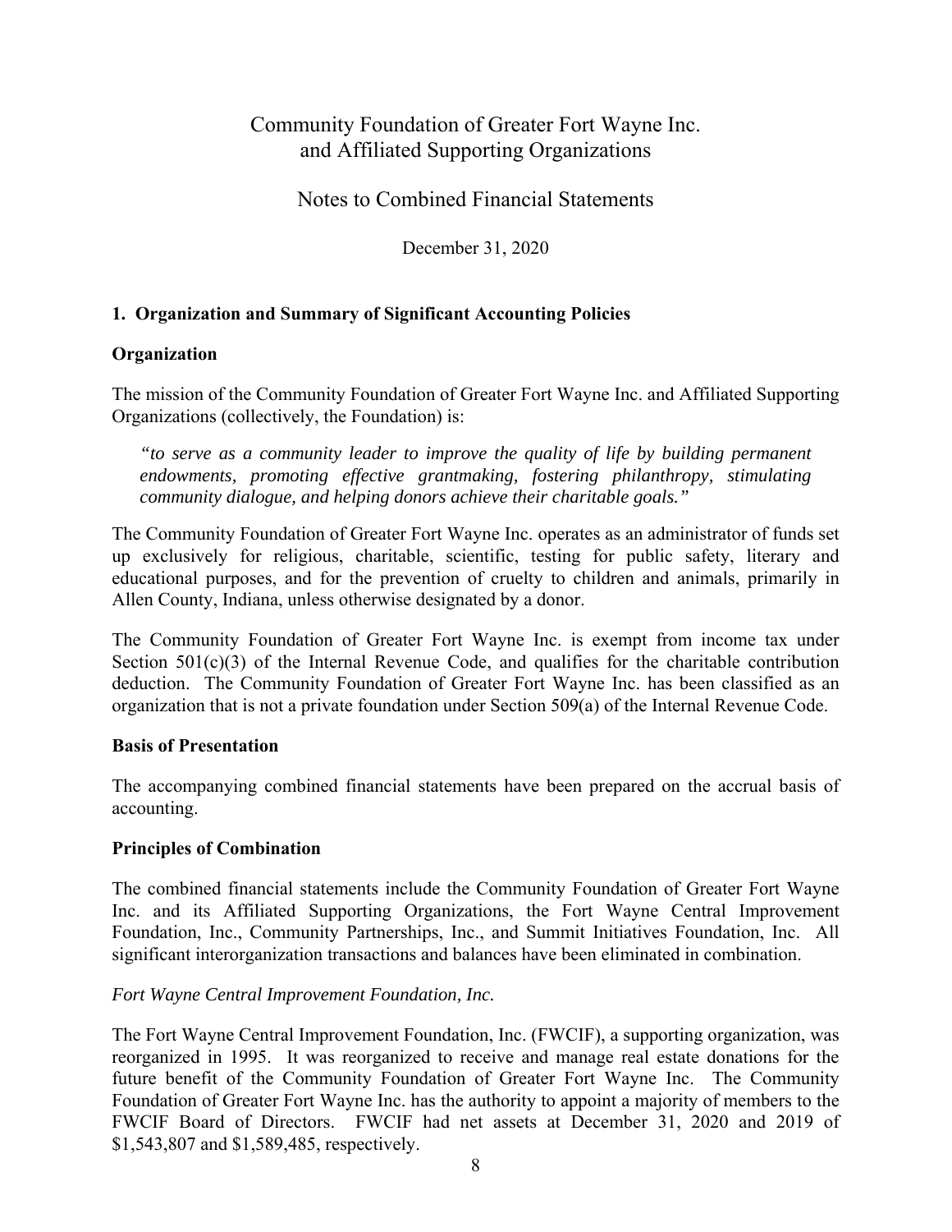# Community Foundation of Greater Fort Wayne Inc. and Affiliated Supporting Organizations

## Notes to Combined Financial Statements

December 31, 2020

### 1. Organization and Summary of Significant Accounting Policies

#### Organization

The mission of the Community Foundation of Greater Fort Wayne Inc. and Affiliated Supporting Organizations (collectively, the Foundation) is:

> *"to serve as a community leader to improve the quality of life by building permanent endowments, promoting effective grantmaking, fostering philanthropy, stimulating community dialogue, and helping donors achieve their charitable goals."*

The Community Foundation of Greater Fort Wayne Inc. operates as an administrator of funds set up exclusively for religious, charitable, scientific, testing for public safety, literary and educational purposes, and for the prevention of cruelty to children and animals, primarily in Allen County, Indiana, unless otherwise designated by a donor.

The Community Foundation of Greater Fort Wayne Inc. is exempt from income tax under Section 501(c)(3) of the Internal Revenue Code, and qualifies for the charitable contribution deduction. The Community Foundation of Greater Fort Wayne Inc. has been classified as an organization that is not a private foundation under Section 509(a) of the Internal Revenue Code.

#### Basis of Presentation

The accompanying combined financial statements have been prepared on the accrual basis of accounting.

#### Principles of Combination

The combined financial statements include the Community Foundation of Greater Fort Wayne Inc. and its Affiliated Supporting Organizations, the Fort Wayne Central Improvement Foundation, Inc., Community Partnerships, Inc., and Summit Initiatives Foundation, Inc. All significant interorganization transactions and balances have been eliminated in combination.

*Fort Wayne Central Improvement Foundation, Inc.*

The Fort Wayne Central Improvement Foundation, Inc. (FWCIF), a supporting organization, was reorganized in 1995. It was reorganized to receive and manage real estate donations for the future benefit of the Community Foundation of Greater Fort Wayne Inc. The Community Foundation of Greater Fort Wayne Inc. has the authority to appoint a majority of members to the FWCIF Board of Directors. FWCIF had net assets at December 31, 2020 and 2019 of $1,543,807 and $1,589,485, respectively.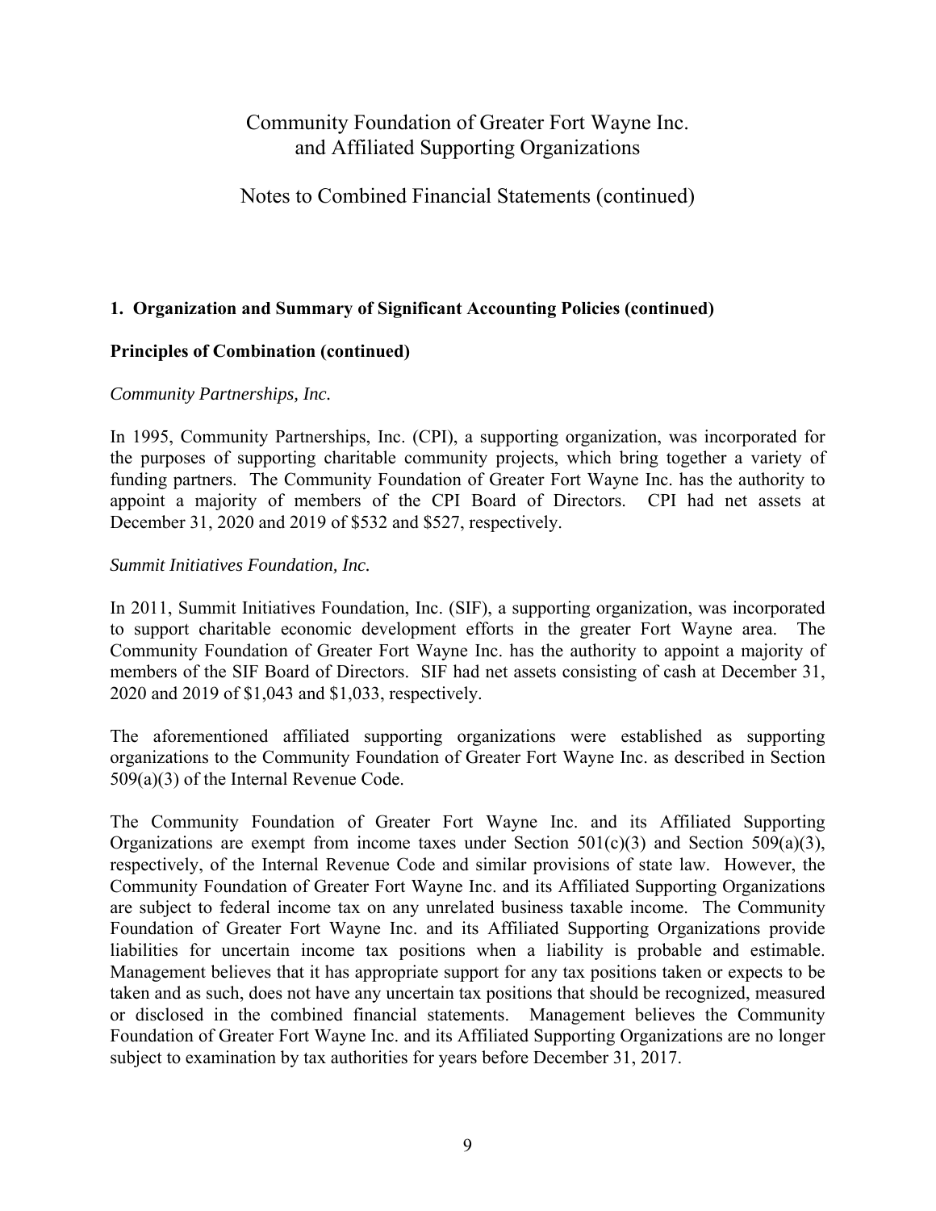## 1. Organization and Summary of Significant Accounting Policies (continued)

### Principles of Combination (continued)

*Community Partnerships, Inc.*

In 1995, Community Partnerships, Inc. (CPI), a supporting organization, was incorporated for the purposes of supporting charitable community projects, which bring together a variety of funding partners. The Community Foundation of Greater Fort Wayne Inc. has the authority to appoint a majority of members of the CPI Board of Directors. CPI had net assets at December 31, 2020 and 2019 of $532 and $527, respectively.

*Summit Initiatives Foundation, Inc.*

In 2011, Summit Initiatives Foundation, Inc. (SIF), a supporting organization, was incorporated to support charitable economic development efforts in the greater Fort Wayne area. The Community Foundation of Greater Fort Wayne Inc. has the authority to appoint a majority of members of the SIF Board of Directors. SIF had net assets consisting of cash at December 31, 2020 and 2019 of $1,043 and $1,033, respectively.

The aforementioned affiliated supporting organizations were established as supporting organizations to the Community Foundation of Greater Fort Wayne Inc. as described in Section 509(a)(3) of the Internal Revenue Code.

The Community Foundation of Greater Fort Wayne Inc. and its Affiliated Supporting Organizations are exempt from income taxes under Section 501(c)(3) and Section 509(a)(3), respectively, of the Internal Revenue Code and similar provisions of state law. However, the Community Foundation of Greater Fort Wayne Inc. and its Affiliated Supporting Organizations are subject to federal income tax on any unrelated business taxable income. The Community Foundation of Greater Fort Wayne Inc. and its Affiliated Supporting Organizations provide liabilities for uncertain income tax positions when a liability is probable and estimable. Management believes that it has appropriate support for any tax positions taken or expects to be taken and as such, does not have any uncertain tax positions that should be recognized, measured or disclosed in the combined financial statements. Management believes the Community Foundation of Greater Fort Wayne Inc. and its Affiliated Supporting Organizations are no longer subject to examination by tax authorities for years before December 31, 2017.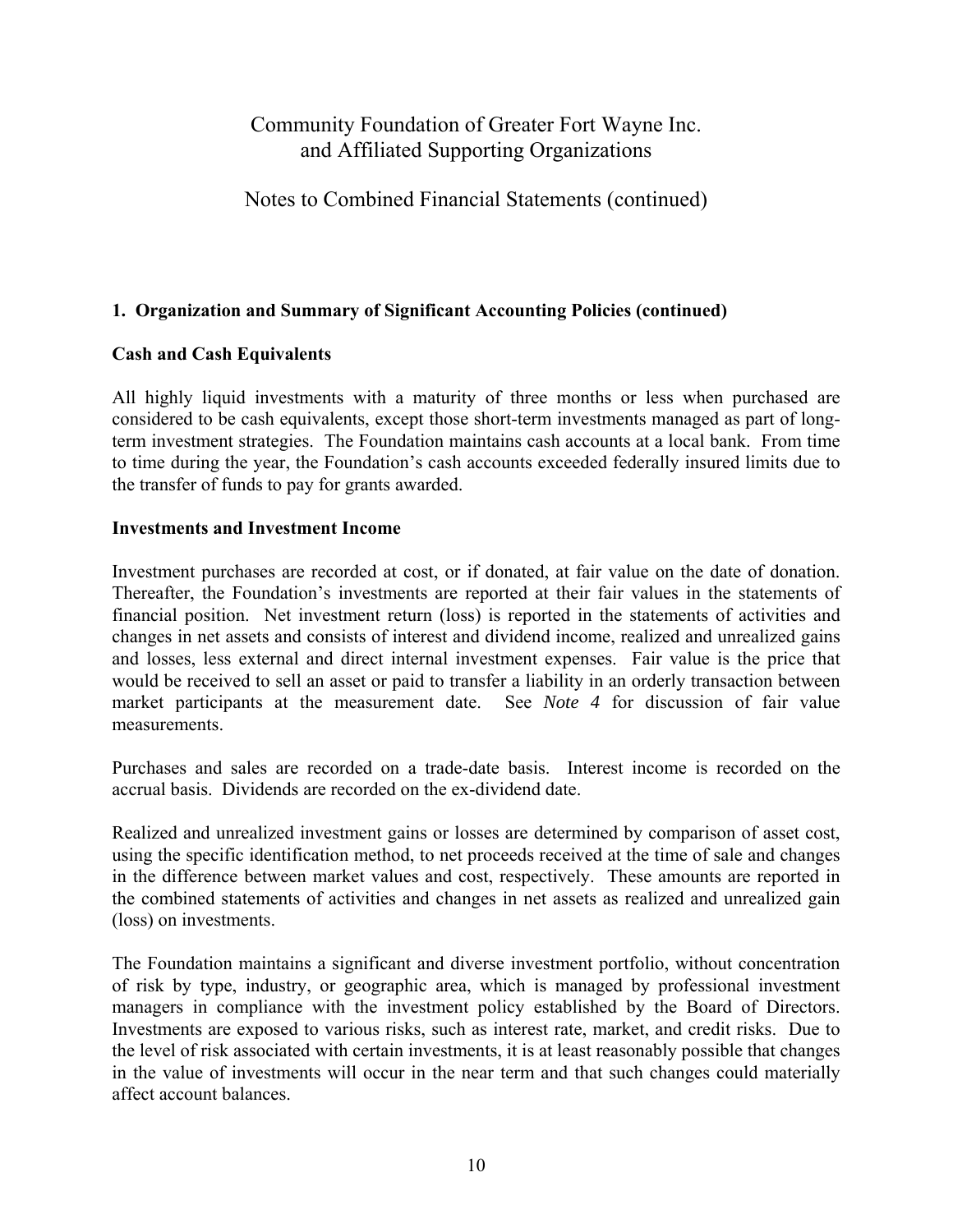# Community Foundation of Greater Fort Wayne Inc. and Affiliated Supporting Organizations

## Notes to Combined Financial Statements (continued)

### 1. Organization and Summary of Significant Accounting Policies (continued)

**Cash and Cash Equivalents**

All highly liquid investments with a maturity of three months or less when purchased are considered to be cash equivalents, except those short-term investments managed as part of long-term investment strategies. The Foundation maintains cash accounts at a local bank. From time to time during the year, the Foundation's cash accounts exceeded federally insured limits due to the transfer of funds to pay for grants awarded.

**Investments and Investment Income**

Investment purchases are recorded at cost, or if donated, at fair value on the date of donation. Thereafter, the Foundation's investments are reported at their fair values in the statements of financial position. Net investment return (loss) is reported in the statements of activities and changes in net assets and consists of interest and dividend income, realized and unrealized gains and losses, less external and direct internal investment expenses. Fair value is the price that would be received to sell an asset or paid to transfer a liability in an orderly transaction between market participants at the measurement date. See *Note 4* for discussion of fair value measurements.

Purchases and sales are recorded on a trade-date basis. Interest income is recorded on the accrual basis. Dividends are recorded on the ex-dividend date.

Realized and unrealized investment gains or losses are determined by comparison of asset cost, using the specific identification method, to net proceeds received at the time of sale and changes in the difference between market values and cost, respectively. These amounts are reported in the combined statements of activities and changes in net assets as realized and unrealized gain (loss) on investments.

The Foundation maintains a significant and diverse investment portfolio, without concentration of risk by type, industry, or geographic area, which is managed by professional investment managers in compliance with the investment policy established by the Board of Directors. Investments are exposed to various risks, such as interest rate, market, and credit risks. Due to the level of risk associated with certain investments, it is at least reasonably possible that changes in the value of investments will occur in the near term and that such changes could materially affect account balances.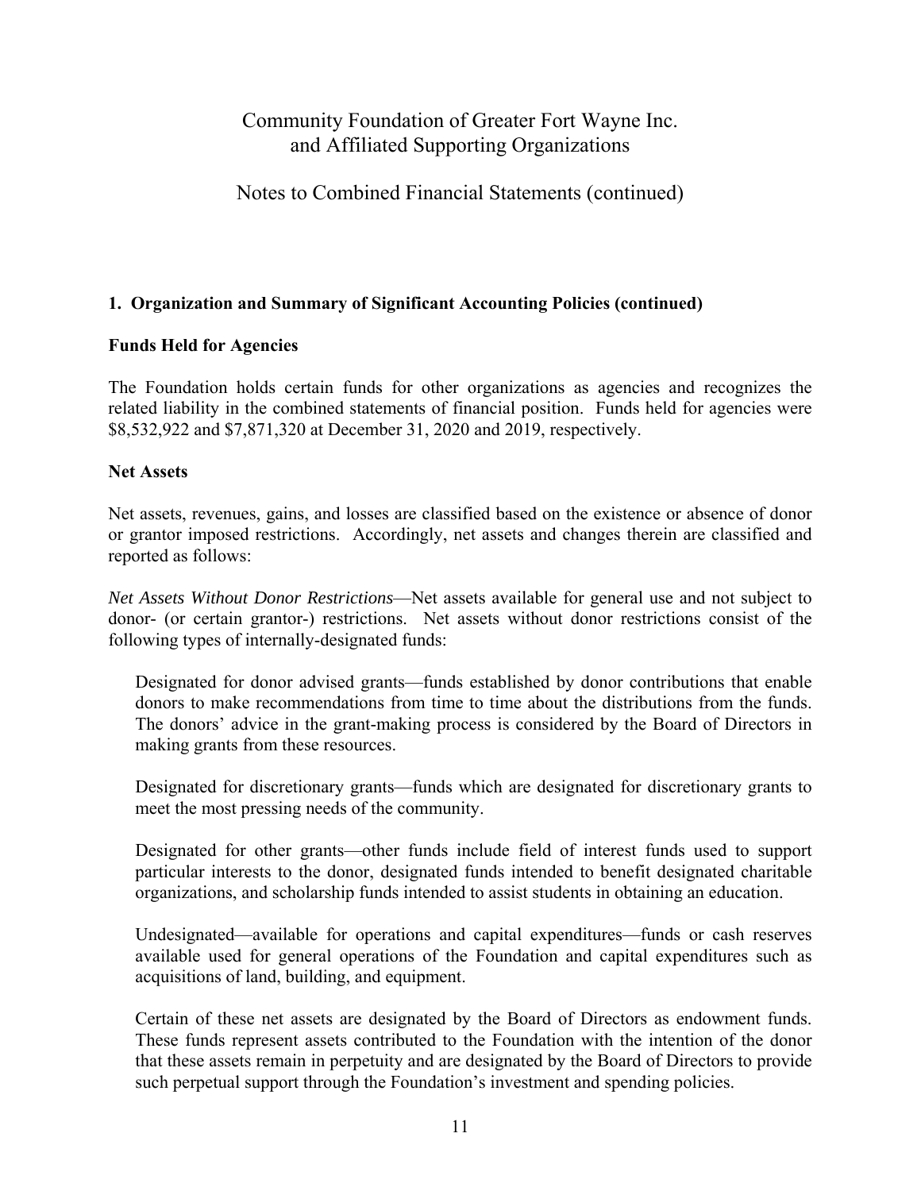## 1. Organization and Summary of Significant Accounting Policies (continued)

### Funds Held for Agencies

The Foundation holds certain funds for other organizations as agencies and recognizes the related liability in the combined statements of financial position. Funds held for agencies were $8,532,922 and $7,871,320 at December 31, 2020 and 2019, respectively.

### Net Assets

Net assets, revenues, gains, and losses are classified based on the existence or absence of donor or grantor imposed restrictions. Accordingly, net assets and changes therein are classified and reported as follows:

*Net Assets Without Donor Restrictions*—Net assets available for general use and not subject to donor- (or certain grantor-) restrictions. Net assets without donor restrictions consist of the following types of internally-designated funds:

Designated for donor advised grants—funds established by donor contributions that enable donors to make recommendations from time to time about the distributions from the funds. The donors' advice in the grant-making process is considered by the Board of Directors in making grants from these resources.

Designated for discretionary grants—funds which are designated for discretionary grants to meet the most pressing needs of the community.

Designated for other grants—other funds include field of interest funds used to support particular interests to the donor, designated funds intended to benefit designated charitable organizations, and scholarship funds intended to assist students in obtaining an education.

Undesignated—available for operations and capital expenditures—funds or cash reserves available used for general operations of the Foundation and capital expenditures such as acquisitions of land, building, and equipment.

Certain of these net assets are designated by the Board of Directors as endowment funds. These funds represent assets contributed to the Foundation with the intention of the donor that these assets remain in perpetuity and are designated by the Board of Directors to provide such perpetual support through the Foundation's investment and spending policies.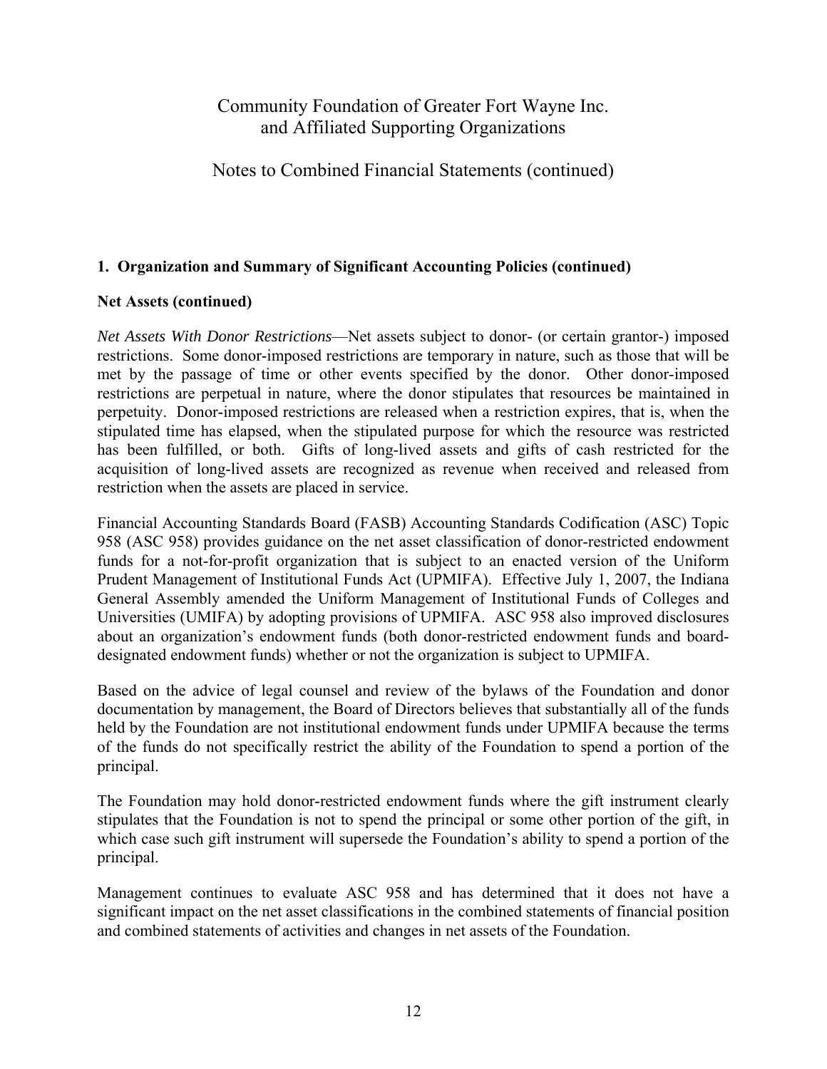## 1. Organization and Summary of Significant Accounting Policies (continued)

### Net Assets (continued)

*Net Assets With Donor Restrictions*—Net assets subject to donor- (or certain grantor-) imposed restrictions. Some donor-imposed restrictions are temporary in nature, such as those that will be met by the passage of time or other events specified by the donor. Other donor-imposed restrictions are perpetual in nature, where the donor stipulates that resources be maintained in perpetuity. Donor-imposed restrictions are released when a restriction expires, that is, when the stipulated time has elapsed, when the stipulated purpose for which the resource was restricted has been fulfilled, or both. Gifts of long-lived assets and gifts of cash restricted for the acquisition of long-lived assets are recognized as revenue when received and released from restriction when the assets are placed in service.

Financial Accounting Standards Board (FASB) Accounting Standards Codification (ASC) Topic 958 (ASC 958) provides guidance on the net asset classification of donor-restricted endowment funds for a not-for-profit organization that is subject to an enacted version of the Uniform Prudent Management of Institutional Funds Act (UPMIFA). Effective July 1, 2007, the Indiana General Assembly amended the Uniform Management of Institutional Funds of Colleges and Universities (UMIFA) by adopting provisions of UPMIFA. ASC 958 also improved disclosures about an organization's endowment funds (both donor-restricted endowment funds and board-designated endowment funds) whether or not the organization is subject to UPMIFA.

Based on the advice of legal counsel and review of the bylaws of the Foundation and donor documentation by management, the Board of Directors believes that substantially all of the funds held by the Foundation are not institutional endowment funds under UPMIFA because the terms of the funds do not specifically restrict the ability of the Foundation to spend a portion of the principal.

The Foundation may hold donor-restricted endowment funds where the gift instrument clearly stipulates that the Foundation is not to spend the principal or some other portion of the gift, in which case such gift instrument will supersede the Foundation's ability to spend a portion of the principal.

Management continues to evaluate ASC 958 and has determined that it does not have a significant impact on the net asset classifications in the combined statements of financial position and combined statements of activities and changes in net assets of the Foundation.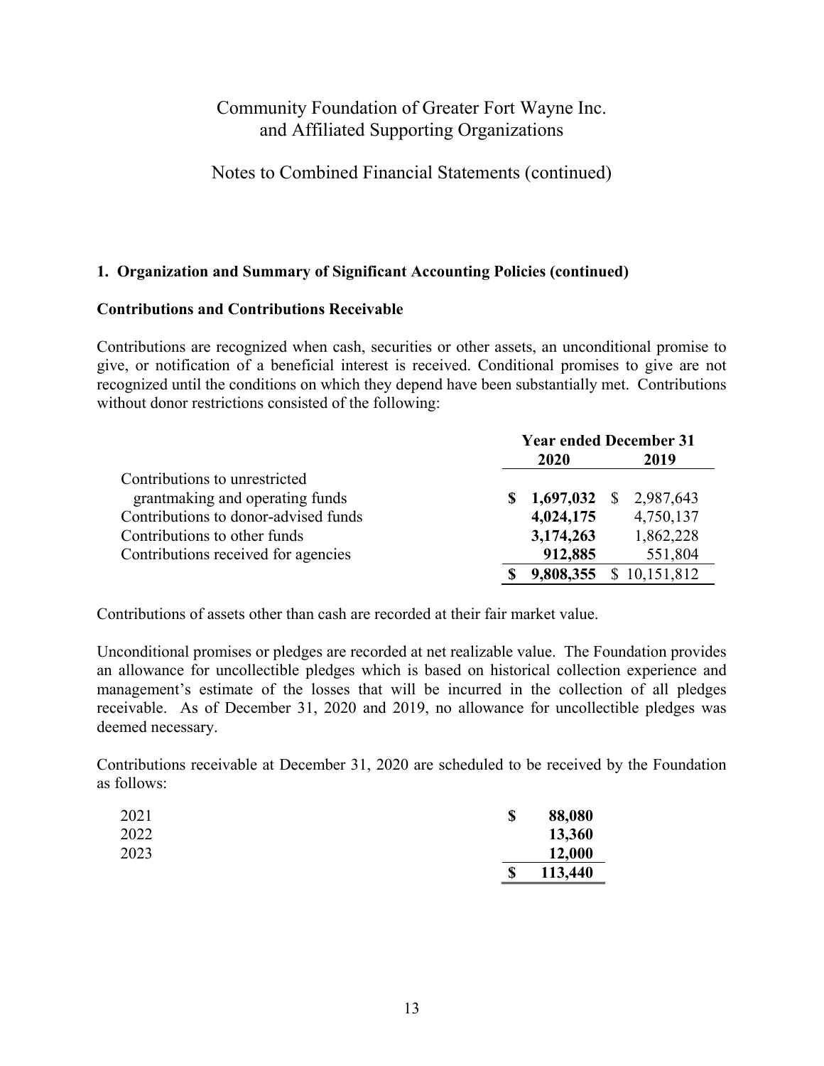Community Foundation of Greater Fort Wayne Inc.
and Affiliated Supporting Organizations

Notes to Combined Financial Statements (continued)

## 1. Organization and Summary of Significant Accounting Policies (continued)

### Contributions and Contributions Receivable

Contributions are recognized when cash, securities or other assets, an unconditional promise to give, or notification of a beneficial interest is received. Conditional promises to give are not recognized until the conditions on which they depend have been substantially met. Contributions without donor restrictions consisted of the following:

| | Year ended December 31 | |
|---|---|---|
| | **2020** | **2019** |
| Contributions to unrestricted grantmaking and operating funds | **$ 1,697,032** | $ 2,987,643 |
| Contributions to donor-advised funds | **4,024,175** | 4,750,137 |
| Contributions to other funds | **3,174,263** | 1,862,228 |
| Contributions received for agencies | **912,885** | 551,804 |
| | **$ 9,808,355** | $ 10,151,812 |

Contributions of assets other than cash are recorded at their fair market value.

Unconditional promises or pledges are recorded at net realizable value. The Foundation provides an allowance for uncollectible pledges which is based on historical collection experience and management's estimate of the losses that will be incurred in the collection of all pledges receivable. As of December 31, 2020 and 2019, no allowance for uncollectible pledges was deemed necessary.

Contributions receivable at December 31, 2020 are scheduled to be received by the Foundation as follows:

| | |
|---|---|
| 2021 | **$ 88,080** |
| 2022 | **13,360** |
| 2023 | **12,000** |
| | **$ 113,440** |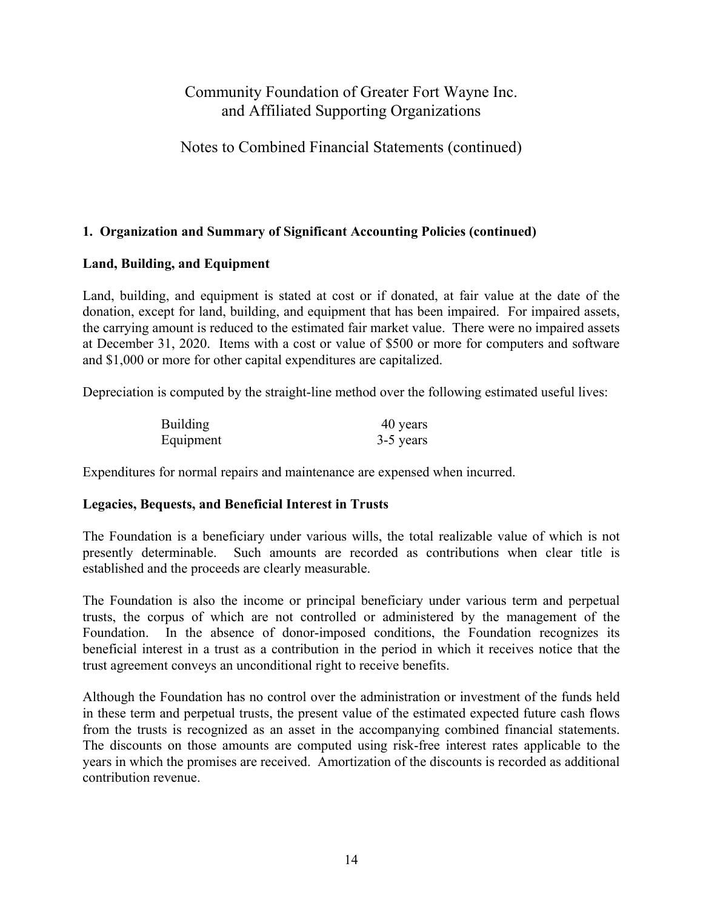# Community Foundation of Greater Fort Wayne Inc. and Affiliated Supporting Organizations

## Notes to Combined Financial Statements (continued)

### 1. Organization and Summary of Significant Accounting Policies (continued)

**Land, Building, and Equipment**

Land, building, and equipment is stated at cost or if donated, at fair value at the date of the donation, except for land, building, and equipment that has been impaired. For impaired assets, the carrying amount is reduced to the estimated fair market value. There were no impaired assets at December 31, 2020. Items with a cost or value of $500 or more for computers and software and $1,000 or more for other capital expenditures are capitalized.

Depreciation is computed by the straight-line method over the following estimated useful lives:

| | |
|---|---|
| Building | 40 years |
| Equipment | 3-5 years |

Expenditures for normal repairs and maintenance are expensed when incurred.

**Legacies, Bequests, and Beneficial Interest in Trusts**

The Foundation is a beneficiary under various wills, the total realizable value of which is not presently determinable. Such amounts are recorded as contributions when clear title is established and the proceeds are clearly measurable.

The Foundation is also the income or principal beneficiary under various term and perpetual trusts, the corpus of which are not controlled or administered by the management of the Foundation. In the absence of donor-imposed conditions, the Foundation recognizes its beneficial interest in a trust as a contribution in the period in which it receives notice that the trust agreement conveys an unconditional right to receive benefits.

Although the Foundation has no control over the administration or investment of the funds held in these term and perpetual trusts, the present value of the estimated expected future cash flows from the trusts is recognized as an asset in the accompanying combined financial statements. The discounts on those amounts are computed using risk-free interest rates applicable to the years in which the promises are received. Amortization of the discounts is recorded as additional contribution revenue.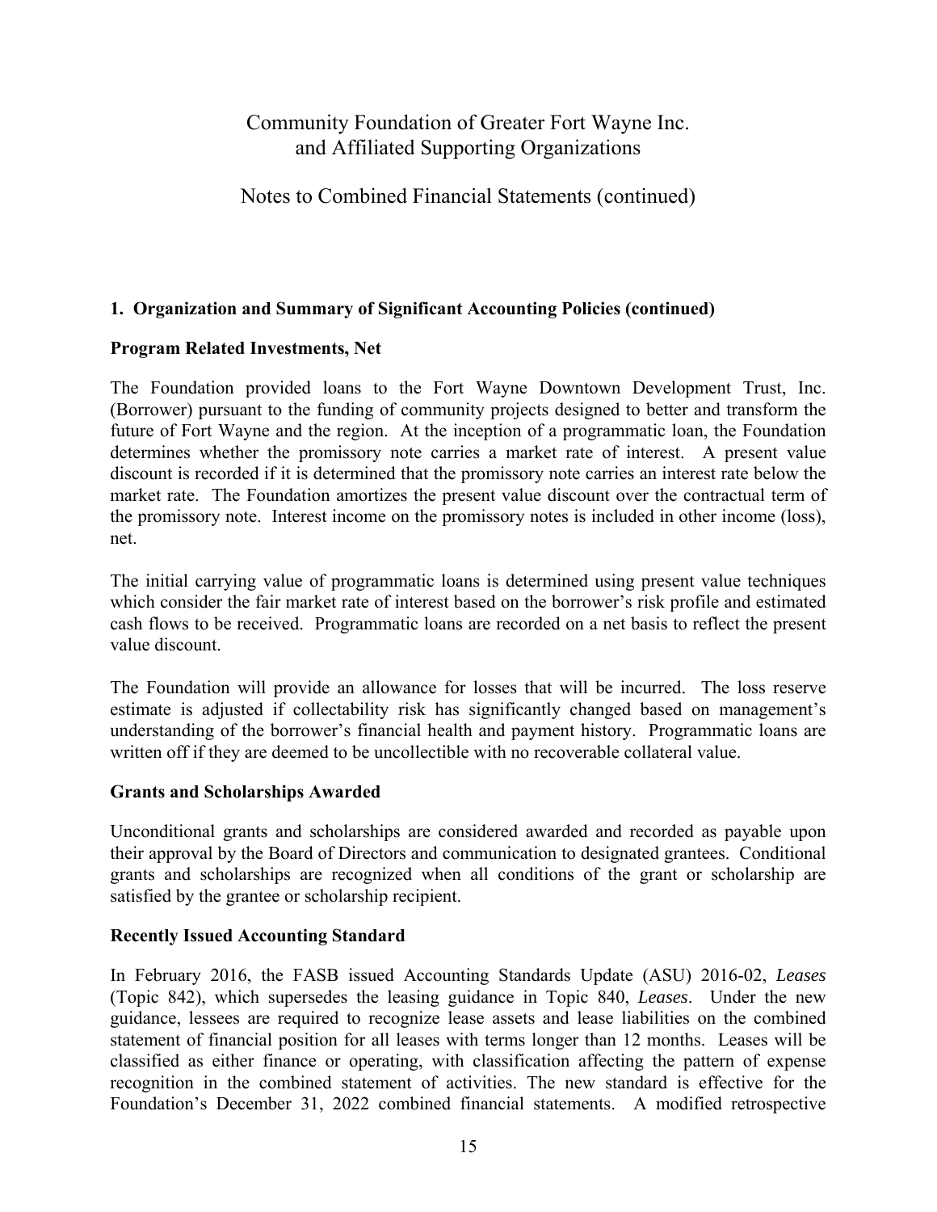## 1. Organization and Summary of Significant Accounting Policies (continued)

### Program Related Investments, Net

The Foundation provided loans to the Fort Wayne Downtown Development Trust, Inc. (Borrower) pursuant to the funding of community projects designed to better and transform the future of Fort Wayne and the region. At the inception of a programmatic loan, the Foundation determines whether the promissory note carries a market rate of interest. A present value discount is recorded if it is determined that the promissory note carries an interest rate below the market rate. The Foundation amortizes the present value discount over the contractual term of the promissory note. Interest income on the promissory notes is included in other income (loss), net.

The initial carrying value of programmatic loans is determined using present value techniques which consider the fair market rate of interest based on the borrower's risk profile and estimated cash flows to be received. Programmatic loans are recorded on a net basis to reflect the present value discount.

The Foundation will provide an allowance for losses that will be incurred. The loss reserve estimate is adjusted if collectability risk has significantly changed based on management's understanding of the borrower's financial health and payment history. Programmatic loans are written off if they are deemed to be uncollectible with no recoverable collateral value.

### Grants and Scholarships Awarded

Unconditional grants and scholarships are considered awarded and recorded as payable upon their approval by the Board of Directors and communication to designated grantees. Conditional grants and scholarships are recognized when all conditions of the grant or scholarship are satisfied by the grantee or scholarship recipient.

### Recently Issued Accounting Standard

In February 2016, the FASB issued Accounting Standards Update (ASU) 2016-02, *Leases* (Topic 842), which supersedes the leasing guidance in Topic 840, *Leases*. Under the new guidance, lessees are required to recognize lease assets and lease liabilities on the combined statement of financial position for all leases with terms longer than 12 months. Leases will be classified as either finance or operating, with classification affecting the pattern of expense recognition in the combined statement of activities. The new standard is effective for the Foundation's December 31, 2022 combined financial statements. A modified retrospective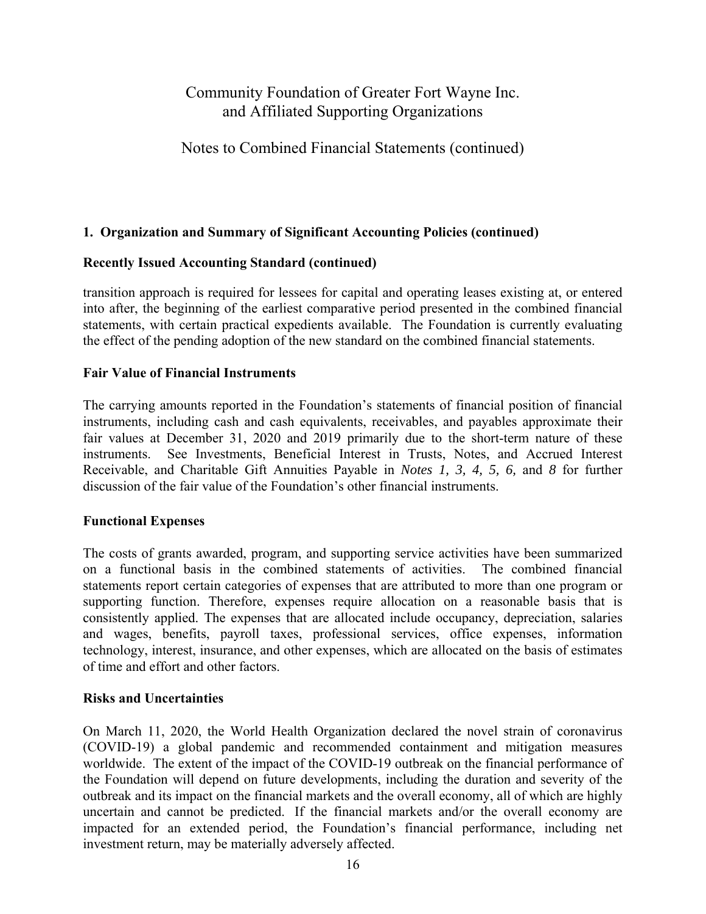## 1. Organization and Summary of Significant Accounting Policies (continued)

### Recently Issued Accounting Standard (continued)

transition approach is required for lessees for capital and operating leases existing at, or entered into after, the beginning of the earliest comparative period presented in the combined financial statements, with certain practical expedients available. The Foundation is currently evaluating the effect of the pending adoption of the new standard on the combined financial statements.

### Fair Value of Financial Instruments

The carrying amounts reported in the Foundation's statements of financial position of financial instruments, including cash and cash equivalents, receivables, and payables approximate their fair values at December 31, 2020 and 2019 primarily due to the short-term nature of these instruments. See Investments, Beneficial Interest in Trusts, Notes, and Accrued Interest Receivable, and Charitable Gift Annuities Payable in *Notes 1, 3, 4, 5, 6,* and *8* for further discussion of the fair value of the Foundation's other financial instruments.

### Functional Expenses

The costs of grants awarded, program, and supporting service activities have been summarized on a functional basis in the combined statements of activities. The combined financial statements report certain categories of expenses that are attributed to more than one program or supporting function. Therefore, expenses require allocation on a reasonable basis that is consistently applied. The expenses that are allocated include occupancy, depreciation, salaries and wages, benefits, payroll taxes, professional services, office expenses, information technology, interest, insurance, and other expenses, which are allocated on the basis of estimates of time and effort and other factors.

### Risks and Uncertainties

On March 11, 2020, the World Health Organization declared the novel strain of coronavirus (COVID-19) a global pandemic and recommended containment and mitigation measures worldwide. The extent of the impact of the COVID-19 outbreak on the financial performance of the Foundation will depend on future developments, including the duration and severity of the outbreak and its impact on the financial markets and the overall economy, all of which are highly uncertain and cannot be predicted. If the financial markets and/or the overall economy are impacted for an extended period, the Foundation's financial performance, including net investment return, may be materially adversely affected.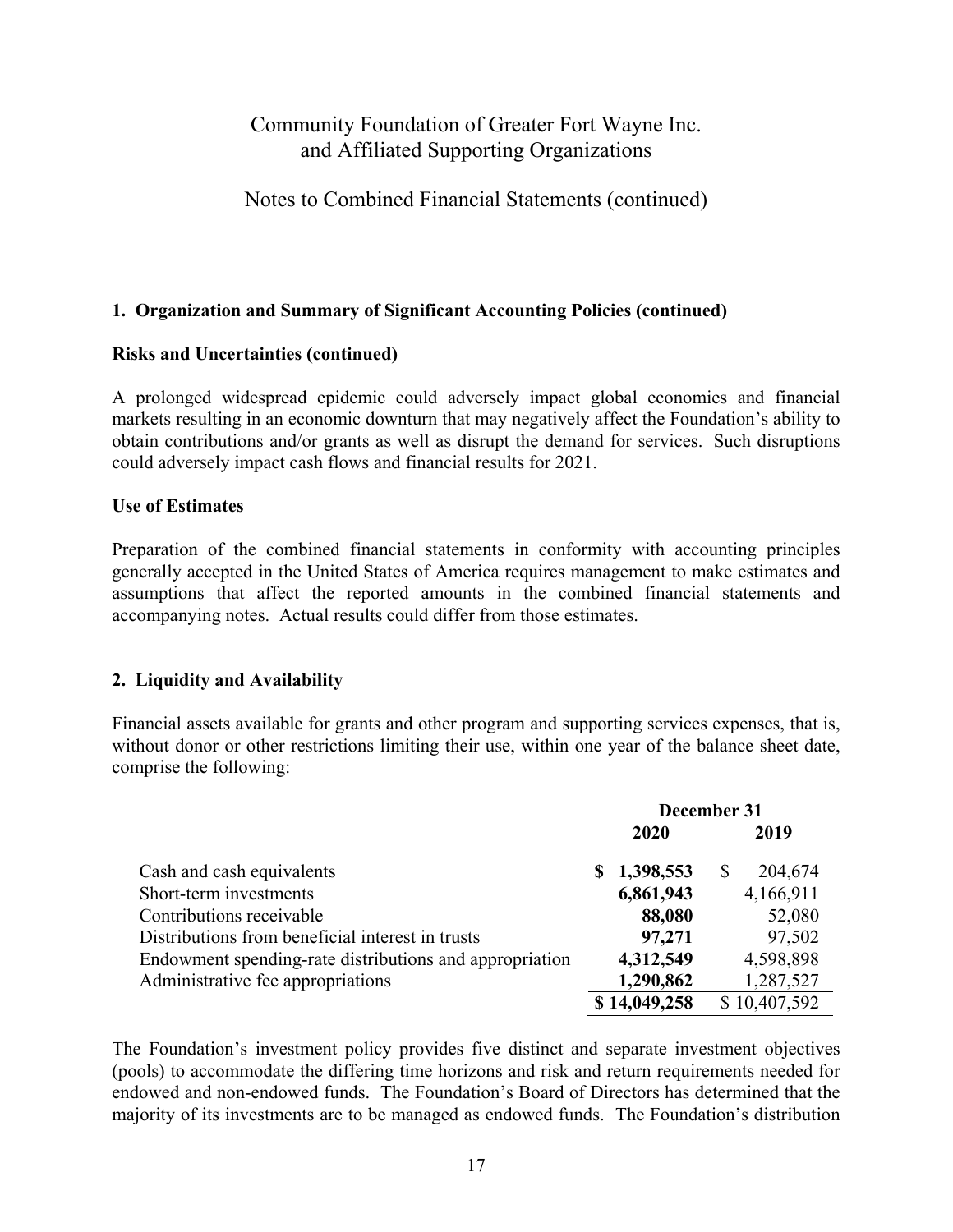## 1. Organization and Summary of Significant Accounting Policies (continued)

### Risks and Uncertainties (continued)

A prolonged widespread epidemic could adversely impact global economies and financial markets resulting in an economic downturn that may negatively affect the Foundation's ability to obtain contributions and/or grants as well as disrupt the demand for services. Such disruptions could adversely impact cash flows and financial results for 2021.

### Use of Estimates

Preparation of the combined financial statements in conformity with accounting principles generally accepted in the United States of America requires management to make estimates and assumptions that affect the reported amounts in the combined financial statements and accompanying notes. Actual results could differ from those estimates.

## 2. Liquidity and Availability

Financial assets available for grants and other program and supporting services expenses, that is, without donor or other restrictions limiting their use, within one year of the balance sheet date, comprise the following:

| | December 31 | |
|---|---|---|
| | **2020** | **2019** |
| Cash and cash equivalents | **$ 1,398,553** | $ 204,674 |
| Short-term investments | **6,861,943** | 4,166,911 |
| Contributions receivable | **88,080** | 52,080 |
| Distributions from beneficial interest in trusts | **97,271** | 97,502 |
| Endowment spending-rate distributions and appropriation | **4,312,549** | 4,598,898 |
| Administrative fee appropriations | **1,290,862** | 1,287,527 |
| | **$ 14,049,258** | $ 10,407,592 |

The Foundation's investment policy provides five distinct and separate investment objectives (pools) to accommodate the differing time horizons and risk and return requirements needed for endowed and non-endowed funds. The Foundation's Board of Directors has determined that the majority of its investments are to be managed as endowed funds. The Foundation's distribution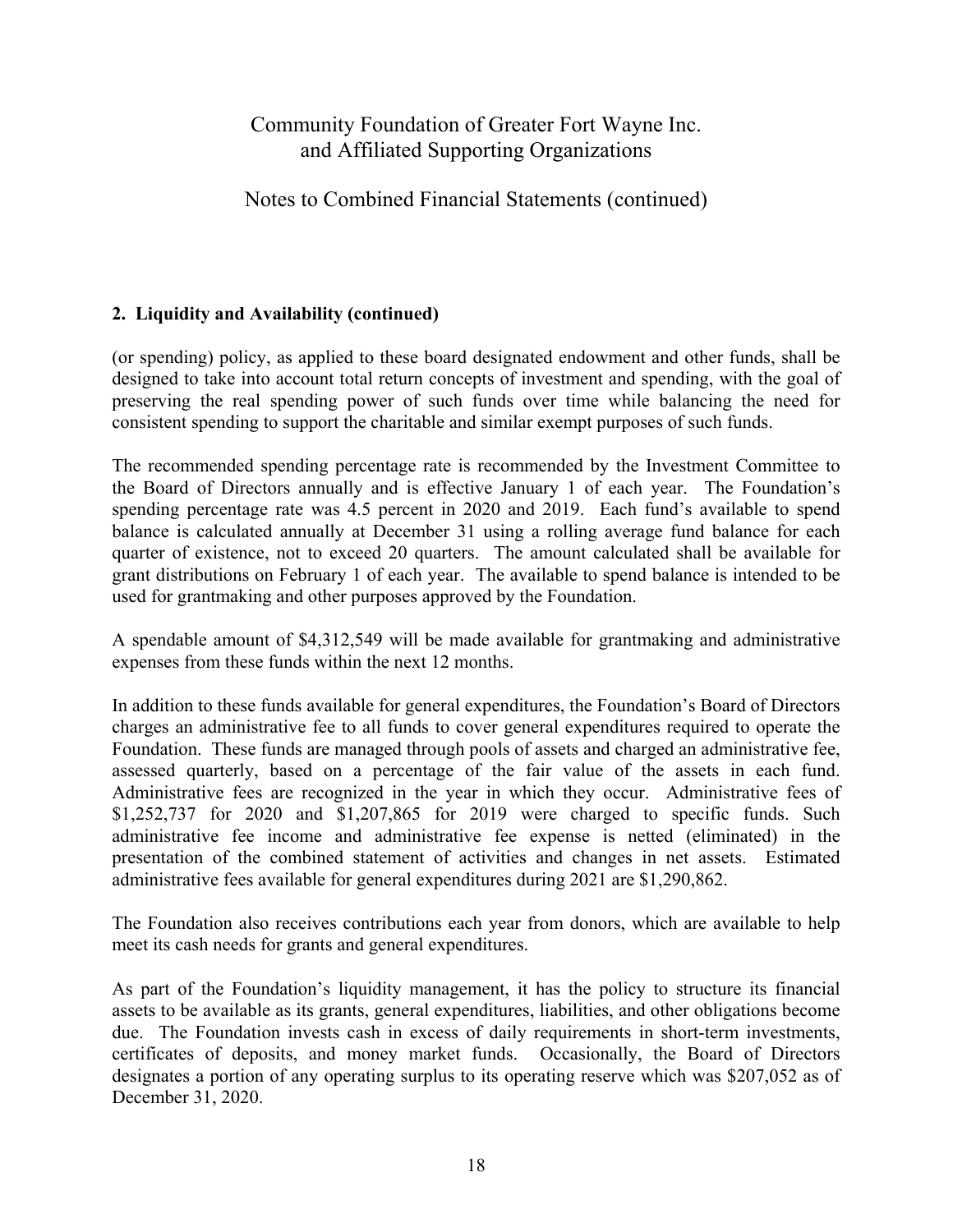## 2. Liquidity and Availability (continued)

(or spending) policy, as applied to these board designated endowment and other funds, shall be designed to take into account total return concepts of investment and spending, with the goal of preserving the real spending power of such funds over time while balancing the need for consistent spending to support the charitable and similar exempt purposes of such funds.

The recommended spending percentage rate is recommended by the Investment Committee to the Board of Directors annually and is effective January 1 of each year. The Foundation's spending percentage rate was 4.5 percent in 2020 and 2019. Each fund's available to spend balance is calculated annually at December 31 using a rolling average fund balance for each quarter of existence, not to exceed 20 quarters. The amount calculated shall be available for grant distributions on February 1 of each year. The available to spend balance is intended to be used for grantmaking and other purposes approved by the Foundation.

A spendable amount of $4,312,549 will be made available for grantmaking and administrative expenses from these funds within the next 12 months.

In addition to these funds available for general expenditures, the Foundation's Board of Directors charges an administrative fee to all funds to cover general expenditures required to operate the Foundation. These funds are managed through pools of assets and charged an administrative fee, assessed quarterly, based on a percentage of the fair value of the assets in each fund. Administrative fees are recognized in the year in which they occur. Administrative fees of $1,252,737 for 2020 and $1,207,865 for 2019 were charged to specific funds. Such administrative fee income and administrative fee expense is netted (eliminated) in the presentation of the combined statement of activities and changes in net assets. Estimated administrative fees available for general expenditures during 2021 are $1,290,862.

The Foundation also receives contributions each year from donors, which are available to help meet its cash needs for grants and general expenditures.

As part of the Foundation's liquidity management, it has the policy to structure its financial assets to be available as its grants, general expenditures, liabilities, and other obligations become due. The Foundation invests cash in excess of daily requirements in short-term investments, certificates of deposits, and money market funds. Occasionally, the Board of Directors designates a portion of any operating surplus to its operating reserve which was $207,052 as of December 31, 2020.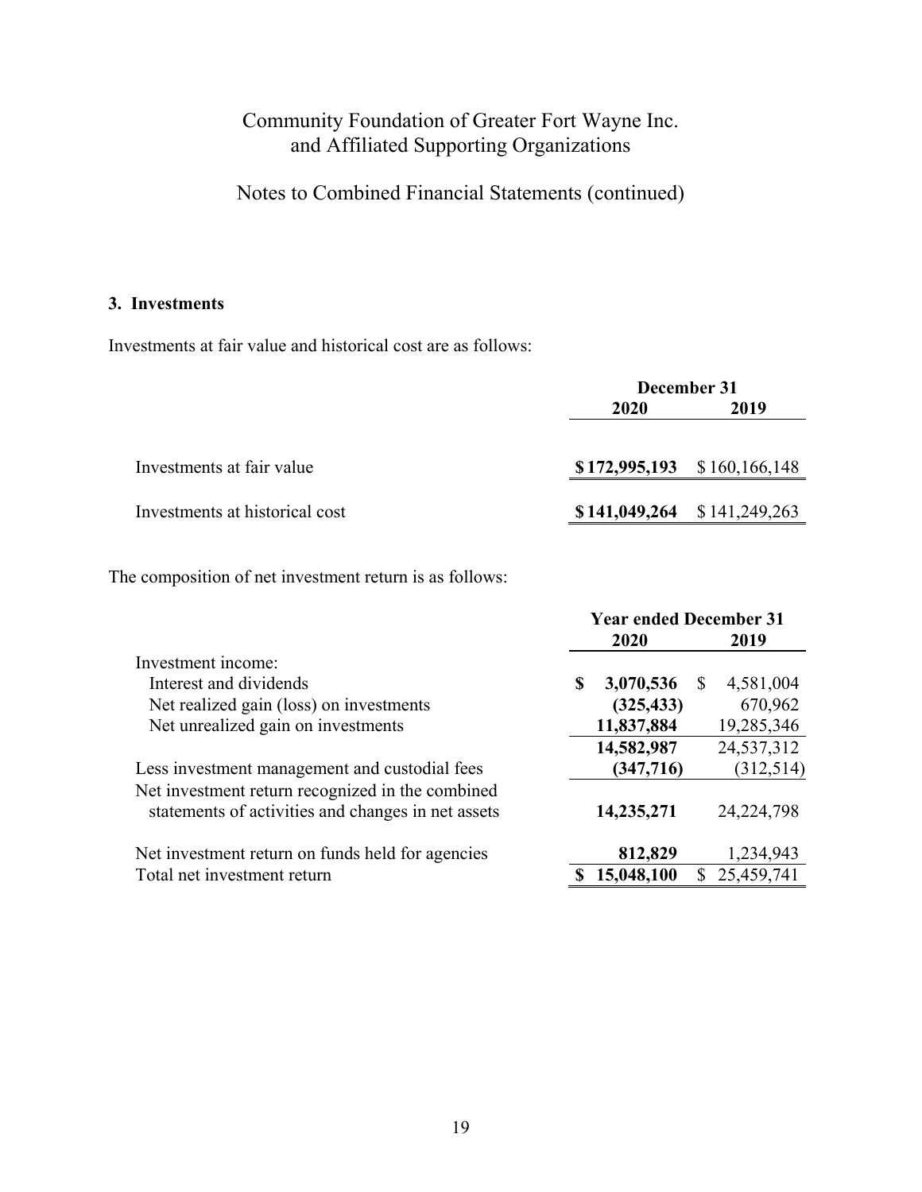## 3. Investments

Investments at fair value and historical cost are as follows:

| | December 31 | |
|---|---|---|
| | **2020** | **2019** |
| Investments at fair value | **$172,995,193** | $160,166,148 |
| Investments at historical cost | **$141,049,264** | $141,249,263 |

The composition of net investment return is as follows:

| | Year ended December 31 | |
|---|---|---|
| | **2020** | **2019** |
| Investment income: | | |
| Interest and dividends | **$ 3,070,536** | $ 4,581,004 |
| Net realized gain (loss) on investments | **(325,433)** | 670,962 |
| Net unrealized gain on investments | **11,837,884** | 19,285,346 |
| | **14,582,987** | 24,537,312 |
| Less investment management and custodial fees | **(347,716)** | (312,514) |
| Net investment return recognized in the combined statements of activities and changes in net assets | **14,235,271** | 24,224,798 |
| Net investment return on funds held for agencies | **812,829** | 1,234,943 |
| Total net investment return | **$ 15,048,100** | $ 25,459,741 |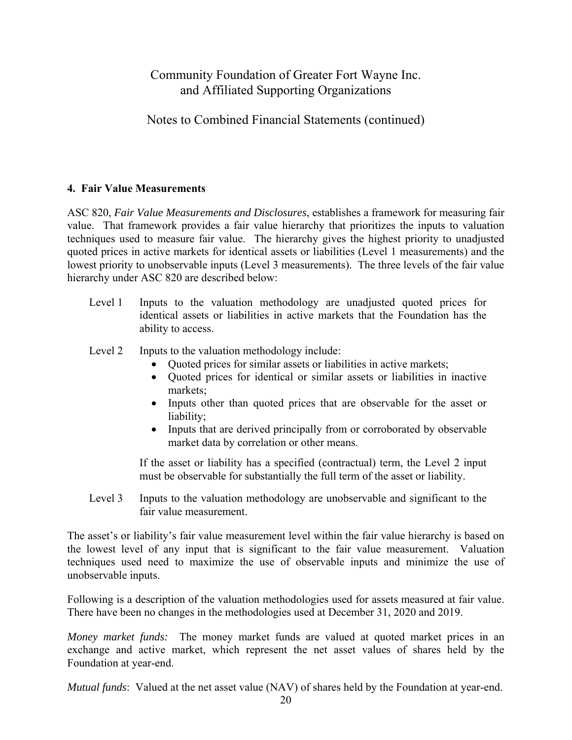## 4. Fair Value Measurements

ASC 820, *Fair Value Measurements and Disclosures*, establishes a framework for measuring fair value. That framework provides a fair value hierarchy that prioritizes the inputs to valuation techniques used to measure fair value. The hierarchy gives the highest priority to unadjusted quoted prices in active markets for identical assets or liabilities (Level 1 measurements) and the lowest priority to unobservable inputs (Level 3 measurements). The three levels of the fair value hierarchy under ASC 820 are described below:

Level 1 Inputs to the valuation methodology are unadjusted quoted prices for identical assets or liabilities in active markets that the Foundation has the ability to access.

Level 2 Inputs to the valuation methodology include:

- Quoted prices for similar assets or liabilities in active markets;
- Quoted prices for identical or similar assets or liabilities in inactive markets;
- Inputs other than quoted prices that are observable for the asset or liability;
- Inputs that are derived principally from or corroborated by observable market data by correlation or other means.

If the asset or liability has a specified (contractual) term, the Level 2 input must be observable for substantially the full term of the asset or liability.

Level 3 Inputs to the valuation methodology are unobservable and significant to the fair value measurement.

The asset's or liability's fair value measurement level within the fair value hierarchy is based on the lowest level of any input that is significant to the fair value measurement. Valuation techniques used need to maximize the use of observable inputs and minimize the use of unobservable inputs.

Following is a description of the valuation methodologies used for assets measured at fair value. There have been no changes in the methodologies used at December 31, 2020 and 2019.

*Money market funds:* The money market funds are valued at quoted market prices in an exchange and active market, which represent the net asset values of shares held by the Foundation at year-end.

*Mutual funds*: Valued at the net asset value (NAV) of shares held by the Foundation at year-end.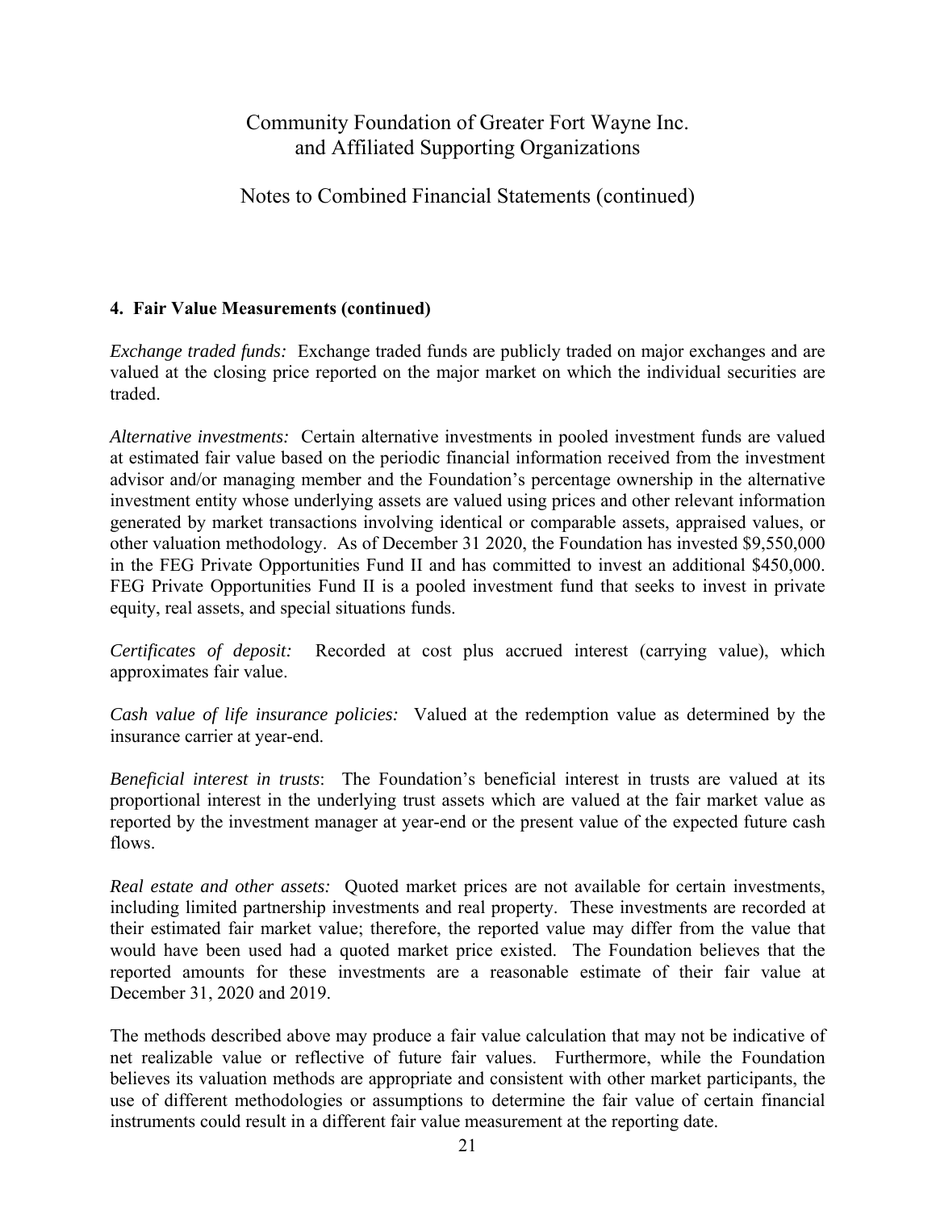## 4. Fair Value Measurements (continued)

*Exchange traded funds:* Exchange traded funds are publicly traded on major exchanges and are valued at the closing price reported on the major market on which the individual securities are traded.

*Alternative investments:* Certain alternative investments in pooled investment funds are valued at estimated fair value based on the periodic financial information received from the investment advisor and/or managing member and the Foundation's percentage ownership in the alternative investment entity whose underlying assets are valued using prices and other relevant information generated by market transactions involving identical or comparable assets, appraised values, or other valuation methodology. As of December 31 2020, the Foundation has invested $9,550,000 in the FEG Private Opportunities Fund II and has committed to invest an additional $450,000. FEG Private Opportunities Fund II is a pooled investment fund that seeks to invest in private equity, real assets, and special situations funds.

*Certificates of deposit:* Recorded at cost plus accrued interest (carrying value), which approximates fair value.

*Cash value of life insurance policies:* Valued at the redemption value as determined by the insurance carrier at year-end.

*Beneficial interest in trusts*: The Foundation's beneficial interest in trusts are valued at its proportional interest in the underlying trust assets which are valued at the fair market value as reported by the investment manager at year-end or the present value of the expected future cash flows.

*Real estate and other assets:* Quoted market prices are not available for certain investments, including limited partnership investments and real property. These investments are recorded at their estimated fair market value; therefore, the reported value may differ from the value that would have been used had a quoted market price existed. The Foundation believes that the reported amounts for these investments are a reasonable estimate of their fair value at December 31, 2020 and 2019.

The methods described above may produce a fair value calculation that may not be indicative of net realizable value or reflective of future fair values. Furthermore, while the Foundation believes its valuation methods are appropriate and consistent with other market participants, the use of different methodologies or assumptions to determine the fair value of certain financial instruments could result in a different fair value measurement at the reporting date.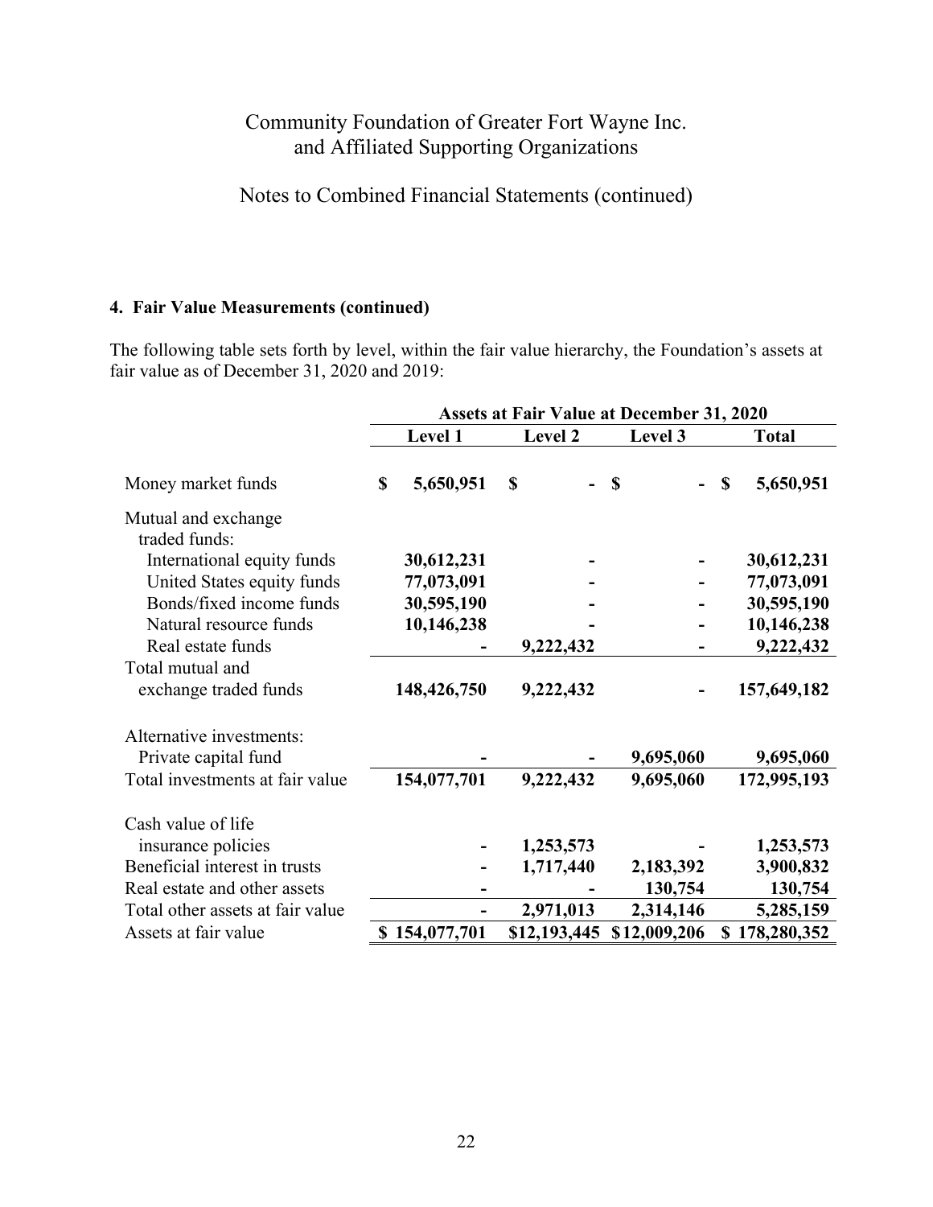Community Foundation of Greater Fort Wayne Inc.
and Affiliated Supporting Organizations

Notes to Combined Financial Statements (continued)

### 4. Fair Value Measurements (continued)

The following table sets forth by level, within the fair value hierarchy, the Foundation's assets at fair value as of December 31, 2020 and 2019:

| | Assets at Fair Value at December 31, 2020 | | | |
|---|---|---|---|---|
| | Level 1 | Level 2 | Level 3 | Total |
| Money market funds | $ 5,650,951 | $ - | $ - | $ 5,650,951 |
| Mutual and exchange traded funds: | | | | |
| International equity funds | 30,612,231 | - | - | 30,612,231 |
| United States equity funds | 77,073,091 | - | - | 77,073,091 |
| Bonds/fixed income funds | 30,595,190 | - | - | 30,595,190 |
| Natural resource funds | 10,146,238 | - | - | 10,146,238 |
| Real estate funds | - | 9,222,432 | - | 9,222,432 |
| Total mutual and exchange traded funds | 148,426,750 | 9,222,432 | - | 157,649,182 |
| Alternative investments: | | | | |
| Private capital fund | - | - | 9,695,060 | 9,695,060 |
| Total investments at fair value | 154,077,701 | 9,222,432 | 9,695,060 | 172,995,193 |
| Cash value of life insurance policies | - | 1,253,573 | - | 1,253,573 |
| Beneficial interest in trusts | - | 1,717,440 | 2,183,392 | 3,900,832 |
| Real estate and other assets | - | - | 130,754 | 130,754 |
| Total other assets at fair value | - | 2,971,013 | 2,314,146 | 5,285,159 |
| Assets at fair value | $ 154,077,701 | $12,193,445 | $12,009,206 | $ 178,280,352 |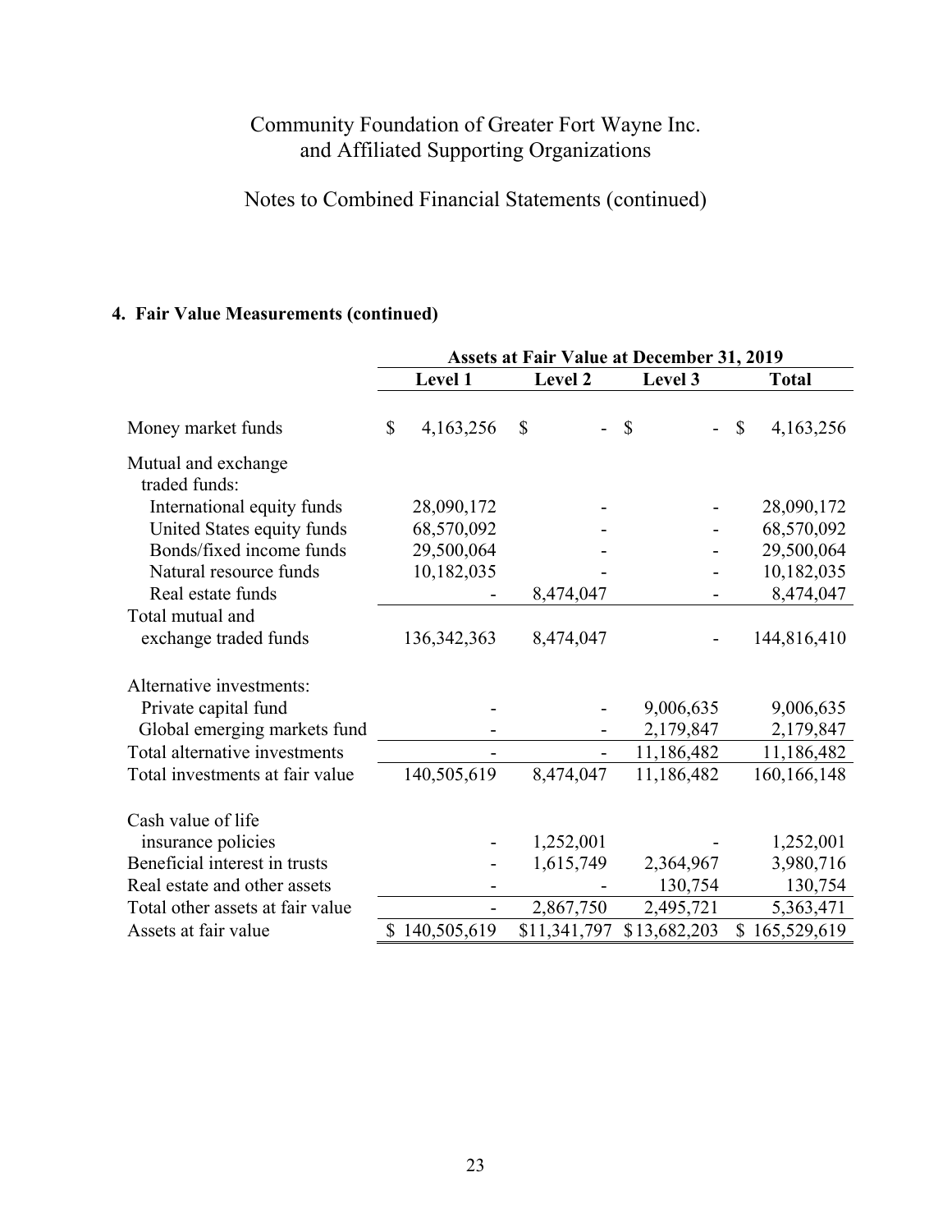Community Foundation of Greater Fort Wayne Inc.
and Affiliated Supporting Organizations

Notes to Combined Financial Statements (continued)

## 4. Fair Value Measurements (continued)

| | Assets at Fair Value at December 31, 2019 | | | |
|---|---|---|---|---|
| | Level 1 | Level 2 | Level 3 | Total |
| Money market funds | $ 4,163,256 | $ - | $ - | $ 4,163,256 |
| Mutual and exchange traded funds: | | | | |
| International equity funds | 28,090,172 | - | - | 28,090,172 |
| United States equity funds | 68,570,092 | - | - | 68,570,092 |
| Bonds/fixed income funds | 29,500,064 | - | - | 29,500,064 |
| Natural resource funds | 10,182,035 | - | - | 10,182,035 |
| Real estate funds | - | 8,474,047 | - | 8,474,047 |
| Total mutual and exchange traded funds | 136,342,363 | 8,474,047 | - | 144,816,410 |
| Alternative investments: | | | | |
| Private capital fund | - | - | 9,006,635 | 9,006,635 |
| Global emerging markets fund | - | - | 2,179,847 | 2,179,847 |
| Total alternative investments | - | - | 11,186,482 | 11,186,482 |
| Total investments at fair value | 140,505,619 | 8,474,047 | 11,186,482 | 160,166,148 |
| Cash value of life insurance policies | - | 1,252,001 | - | 1,252,001 |
| Beneficial interest in trusts | - | 1,615,749 | 2,364,967 | 3,980,716 |
| Real estate and other assets | - | - | 130,754 | 130,754 |
| Total other assets at fair value | - | 2,867,750 | 2,495,721 | 5,363,471 |
| Assets at fair value | $ 140,505,619 | $11,341,797 | $13,682,203 | $ 165,529,619 |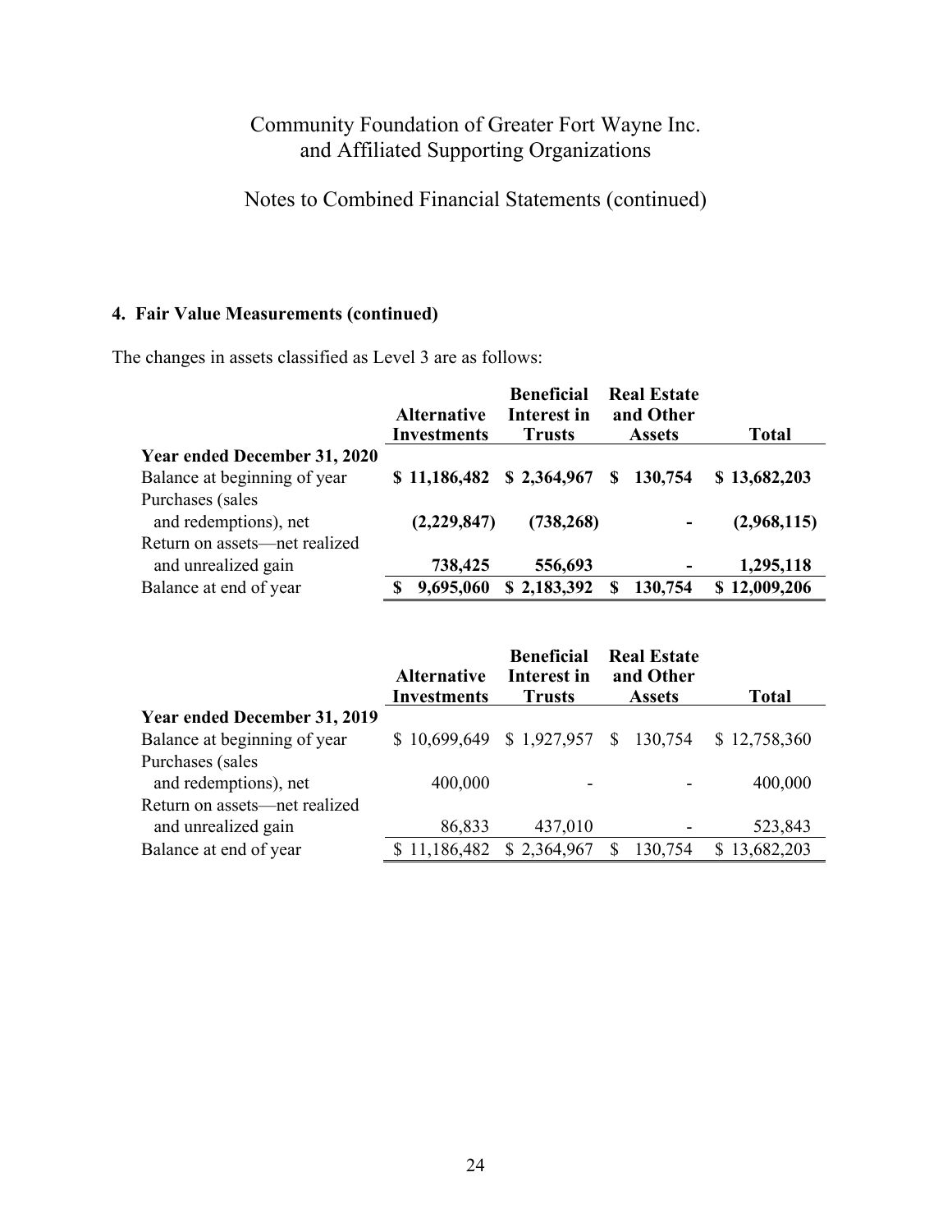Community Foundation of Greater Fort Wayne Inc.
and Affiliated Supporting Organizations

Notes to Combined Financial Statements (continued)

## 4. Fair Value Measurements (continued)

The changes in assets classified as Level 3 are as follows:

| | Alternative Investments | Beneficial Interest in Trusts | Real Estate and Other Assets | Total |
|---|---|---|---|---|
| **Year ended December 31, 2020** | | | | |
| Balance at beginning of year | **$ 11,186,482** | **$ 2,364,967** | **$ 130,754** | **$ 13,682,203** |
| Purchases (sales and redemptions), net | **(2,229,847)** | **(738,268)** | **-** | **(2,968,115)** |
| Return on assets—net realized and unrealized gain | **738,425** | **556,693** | **-** | **1,295,118** |
| Balance at end of year | **$ 9,695,060** | **$ 2,183,392** | **$ 130,754** | **$ 12,009,206** |

| | Alternative Investments | Beneficial Interest in Trusts | Real Estate and Other Assets | Total |
|---|---|---|---|---|
| **Year ended December 31, 2019** | | | | |
| Balance at beginning of year | $ 10,699,649 | $ 1,927,957 | $ 130,754 | $ 12,758,360 |
| Purchases (sales and redemptions), net | 400,000 | - | - | 400,000 |
| Return on assets—net realized and unrealized gain | 86,833 | 437,010 | - | 523,843 |
| Balance at end of year | $ 11,186,482 | $ 2,364,967 | $ 130,754 | $ 13,682,203 |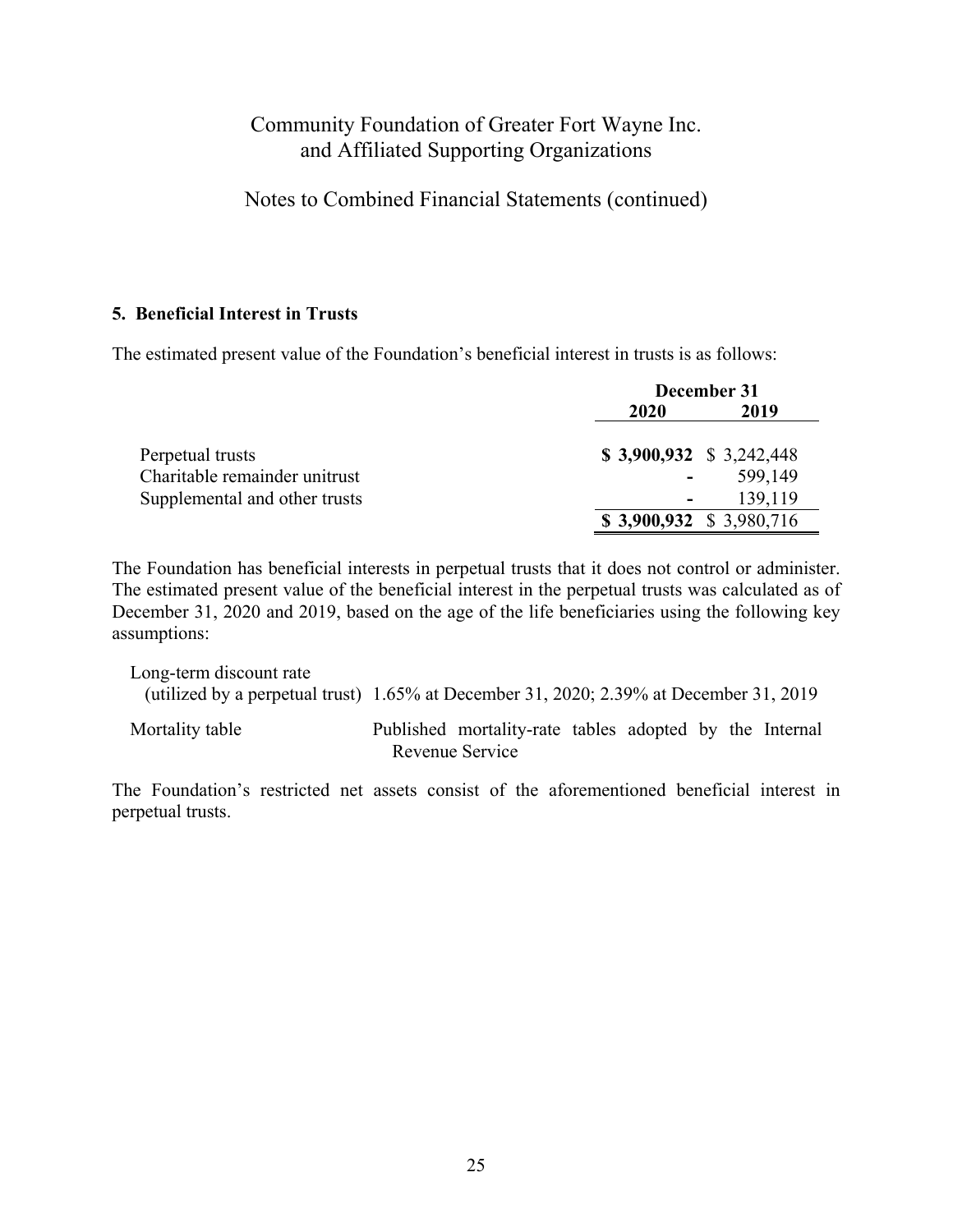Community Foundation of Greater Fort Wayne Inc. and Affiliated Supporting Organizations

Notes to Combined Financial Statements (continued)

### 5. Beneficial Interest in Trusts

The estimated present value of the Foundation's beneficial interest in trusts is as follows:

| | December 31 | |
|---|---|---|
| | **2020** | **2019** |
| Perpetual trusts | **$ 3,900,932** | $ 3,242,448 |
| Charitable remainder unitrust | **-** | 599,149 |
| Supplemental and other trusts | **-** | 139,119 |
| | **$ 3,900,932** | $ 3,980,716 |

The Foundation has beneficial interests in perpetual trusts that it does not control or administer. The estimated present value of the beneficial interest in the perpetual trusts was calculated as of December 31, 2020 and 2019, based on the age of the life beneficiaries using the following key assumptions:

| | |
|---|---|
| Long-term discount rate (utilized by a perpetual trust) | 1.65% at December 31, 2020; 2.39% at December 31, 2019 |
| Mortality table | Published mortality-rate tables adopted by the Internal Revenue Service |

The Foundation's restricted net assets consist of the aforementioned beneficial interest in perpetual trusts.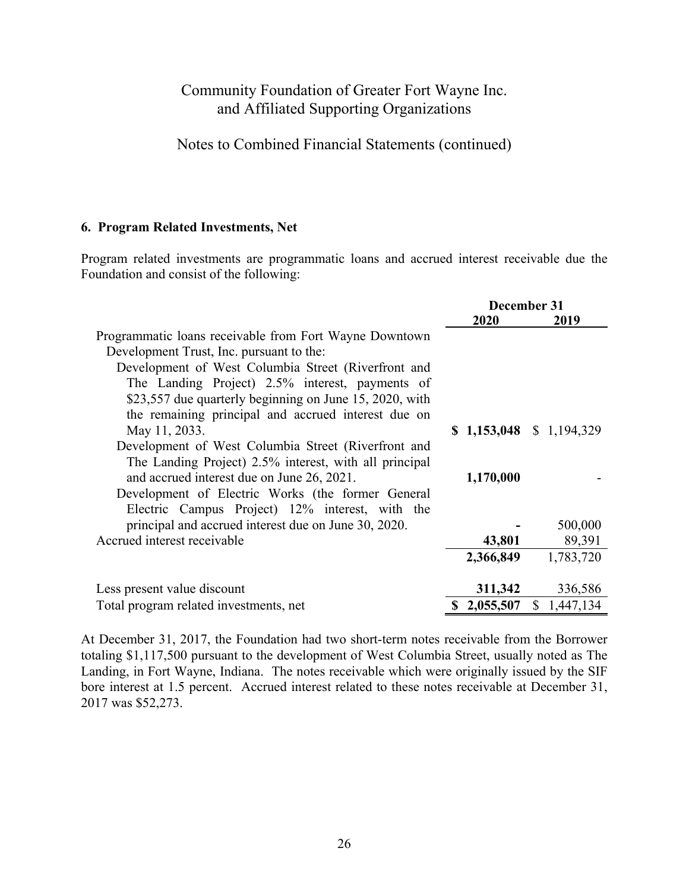Community Foundation of Greater Fort Wayne Inc.
and Affiliated Supporting Organizations

Notes to Combined Financial Statements (continued)

## 6. Program Related Investments, Net

Program related investments are programmatic loans and accrued interest receivable due the Foundation and consist of the following:

| | December 31 | |
|---|---|---|
| | **2020** | **2019** |
| Programmatic loans receivable from Fort Wayne Downtown Development Trust, Inc. pursuant to the: | | |
| Development of West Columbia Street (Riverfront and The Landing Project) 2.5% interest, payments of $23,557 due quarterly beginning on June 15, 2020, with the remaining principal and accrued interest due on May 11, 2033. | **$ 1,153,048** | $ 1,194,329 |
| Development of West Columbia Street (Riverfront and The Landing Project) 2.5% interest, with all principal and accrued interest due on June 26, 2021. | **1,170,000** | - |
| Development of Electric Works (the former General Electric Campus Project) 12% interest, with the principal and accrued interest due on June 30, 2020. | **-** | 500,000 |
| Accrued interest receivable | **43,801** | 89,391 |
| | **2,366,849** | 1,783,720 |
| Less present value discount | **311,342** | 336,586 |
| Total program related investments, net | **$ 2,055,507** | $ 1,447,134 |

At December 31, 2017, the Foundation had two short-term notes receivable from the Borrower totaling $1,117,500 pursuant to the development of West Columbia Street, usually noted as The Landing, in Fort Wayne, Indiana. The notes receivable which were originally issued by the SIF bore interest at 1.5 percent. Accrued interest related to these notes receivable at December 31, 2017 was $52,273.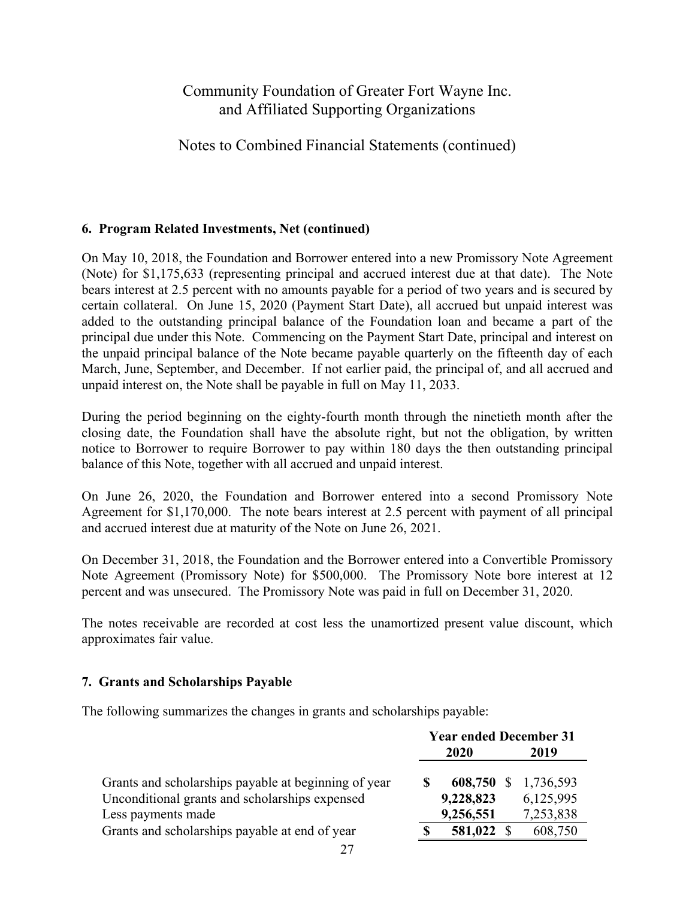# Community Foundation of Greater Fort Wayne Inc. and Affiliated Supporting Organizations

## Notes to Combined Financial Statements (continued)

### 6. Program Related Investments, Net (continued)

On May 10, 2018, the Foundation and Borrower entered into a new Promissory Note Agreement (Note) for $1,175,633 (representing principal and accrued interest due at that date). The Note bears interest at 2.5 percent with no amounts payable for a period of two years and is secured by certain collateral. On June 15, 2020 (Payment Start Date), all accrued but unpaid interest was added to the outstanding principal balance of the Foundation loan and became a part of the principal due under this Note. Commencing on the Payment Start Date, principal and interest on the unpaid principal balance of the Note became payable quarterly on the fifteenth day of each March, June, September, and December. If not earlier paid, the principal of, and all accrued and unpaid interest on, the Note shall be payable in full on May 11, 2033.

During the period beginning on the eighty-fourth month through the ninetieth month after the closing date, the Foundation shall have the absolute right, but not the obligation, by written notice to Borrower to require Borrower to pay within 180 days the then outstanding principal balance of this Note, together with all accrued and unpaid interest.

On June 26, 2020, the Foundation and Borrower entered into a second Promissory Note Agreement for $1,170,000. The note bears interest at 2.5 percent with payment of all principal and accrued interest due at maturity of the Note on June 26, 2021.

On December 31, 2018, the Foundation and the Borrower entered into a Convertible Promissory Note Agreement (Promissory Note) for $500,000. The Promissory Note bore interest at 12 percent and was unsecured. The Promissory Note was paid in full on December 31, 2020.

The notes receivable are recorded at cost less the unamortized present value discount, which approximates fair value.

### 7. Grants and Scholarships Payable

The following summarizes the changes in grants and scholarships payable:

| | Year ended December 31 | |
|---|---|---|
| | **2020** | **2019** |
| Grants and scholarships payable at beginning of year | **$ 608,750** | $ 1,736,593 |
| Unconditional grants and scholarships expensed | **9,228,823** | 6,125,995 |
| Less payments made | **9,256,551** | 7,253,838 |
| Grants and scholarships payable at end of year | **$ 581,022** | $ 608,750 |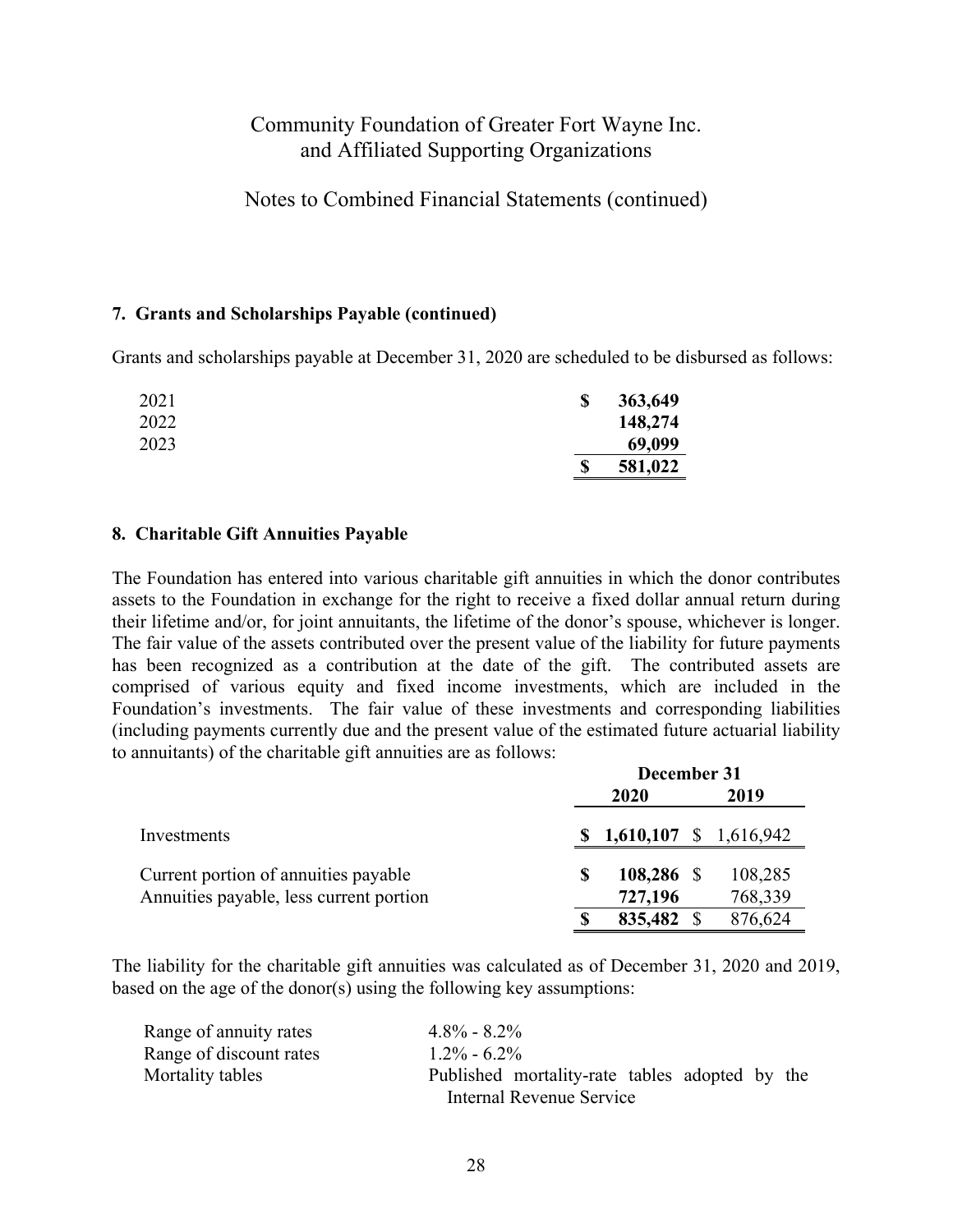## 7. Grants and Scholarships Payable (continued)

Grants and scholarships payable at December 31, 2020 are scheduled to be disbursed as follows:

| | |
|---|---|
| 2021 | **$ 363,649** |
| 2022 | **148,274** |
| 2023 | **69,099** |
| | **$ 581,022** |

## 8. Charitable Gift Annuities Payable

The Foundation has entered into various charitable gift annuities in which the donor contributes assets to the Foundation in exchange for the right to receive a fixed dollar annual return during their lifetime and/or, for joint annuitants, the lifetime of the donor's spouse, whichever is longer. The fair value of the assets contributed over the present value of the liability for future payments has been recognized as a contribution at the date of the gift. The contributed assets are comprised of various equity and fixed income investments, which are included in the Foundation's investments. The fair value of these investments and corresponding liabilities (including payments currently due and the present value of the estimated future actuarial liability to annuitants) of the charitable gift annuities are as follows:

| | December 31 | |
|---|---|---|
| | **2020** | **2019** |
| Investments | **$ 1,610,107** | $ 1,616,942 |
| Current portion of annuities payable | **$ 108,286** | $ 108,285 |
| Annuities payable, less current portion | **727,196** | 768,339 |
| | **$ 835,482** | $ 876,624 |

The liability for the charitable gift annuities was calculated as of December 31, 2020 and 2019, based on the age of the donor(s) using the following key assumptions:

| | |
|---|---|
| Range of annuity rates | 4.8% - 8.2% |
| Range of discount rates | 1.2% - 6.2% |
| Mortality tables | Published mortality-rate tables adopted by the Internal Revenue Service |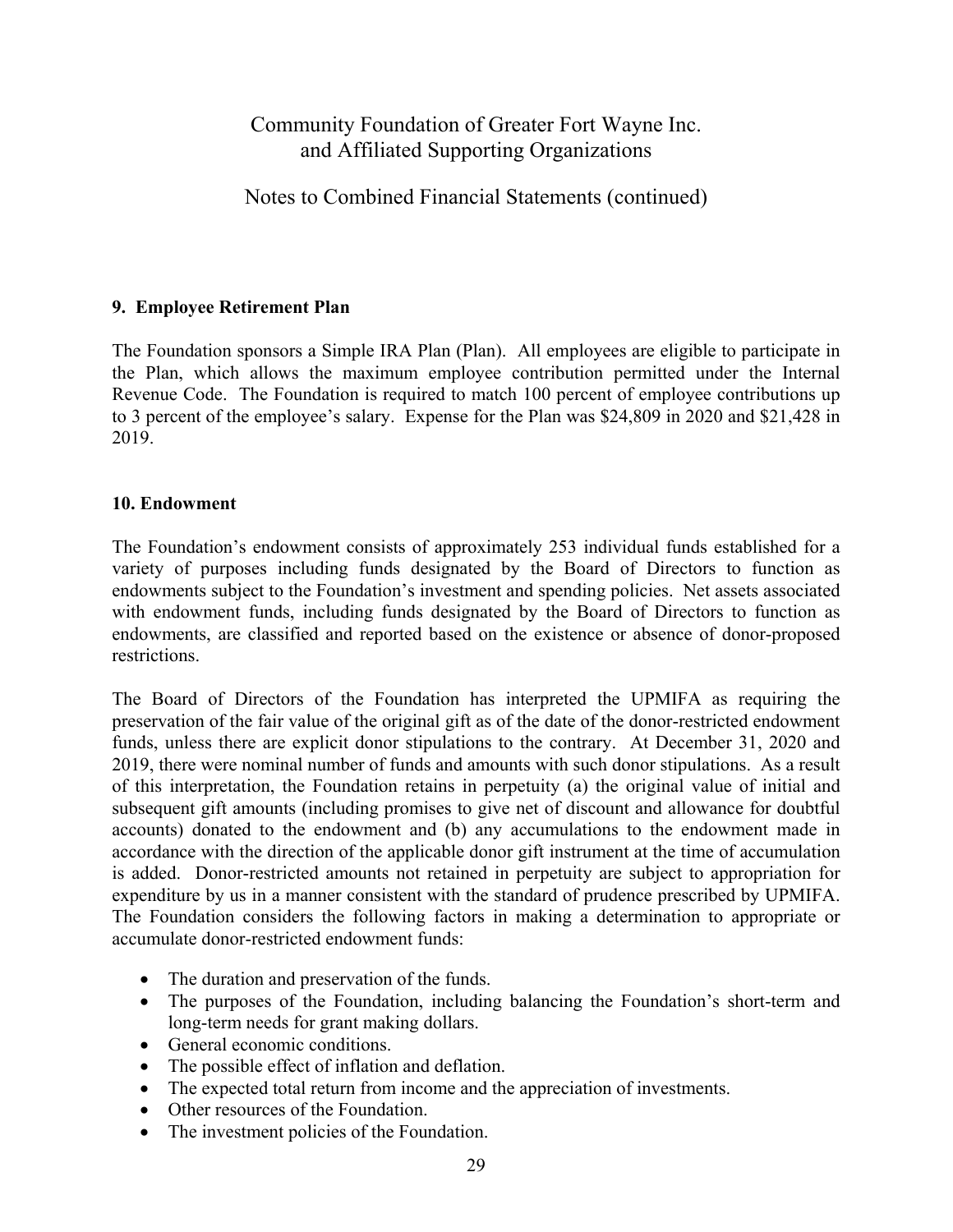Community Foundation of Greater Fort Wayne Inc. and Affiliated Supporting Organizations

Notes to Combined Financial Statements (continued)

**9. Employee Retirement Plan**

The Foundation sponsors a Simple IRA Plan (Plan). All employees are eligible to participate in the Plan, which allows the maximum employee contribution permitted under the Internal Revenue Code. The Foundation is required to match 100 percent of employee contributions up to 3 percent of the employee's salary. Expense for the Plan was $24,809 in 2020 and $21,428 in 2019.

**10. Endowment**

The Foundation's endowment consists of approximately 253 individual funds established for a variety of purposes including funds designated by the Board of Directors to function as endowments subject to the Foundation's investment and spending policies. Net assets associated with endowment funds, including funds designated by the Board of Directors to function as endowments, are classified and reported based on the existence or absence of donor-proposed restrictions.

The Board of Directors of the Foundation has interpreted the UPMIFA as requiring the preservation of the fair value of the original gift as of the date of the donor-restricted endowment funds, unless there are explicit donor stipulations to the contrary. At December 31, 2020 and 2019, there were nominal number of funds and amounts with such donor stipulations. As a result of this interpretation, the Foundation retains in perpetuity (a) the original value of initial and subsequent gift amounts (including promises to give net of discount and allowance for doubtful accounts) donated to the endowment and (b) any accumulations to the endowment made in accordance with the direction of the applicable donor gift instrument at the time of accumulation is added. Donor-restricted amounts not retained in perpetuity are subject to appropriation for expenditure by us in a manner consistent with the standard of prudence prescribed by UPMIFA. The Foundation considers the following factors in making a determination to appropriate or accumulate donor-restricted endowment funds:

- The duration and preservation of the funds.
- The purposes of the Foundation, including balancing the Foundation's short-term and long-term needs for grant making dollars.
- General economic conditions.
- The possible effect of inflation and deflation.
- The expected total return from income and the appreciation of investments.
- Other resources of the Foundation.
- The investment policies of the Foundation.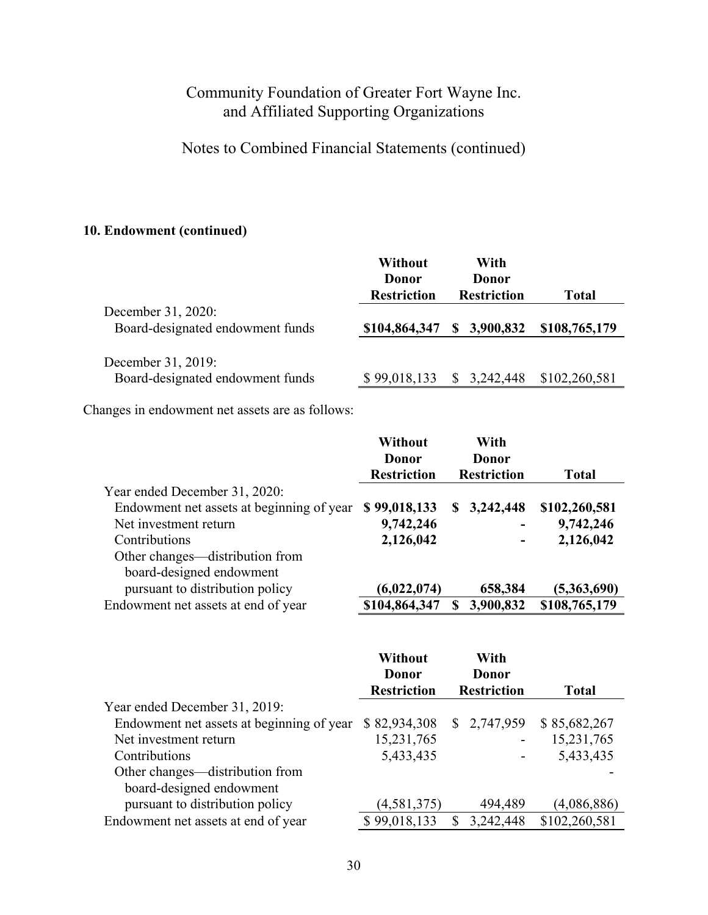Community Foundation of Greater Fort Wayne Inc.
and Affiliated Supporting Organizations

Notes to Combined Financial Statements (continued)

### 10. Endowment (continued)

| | Without Donor Restriction | With Donor Restriction | Total |
|---|---|---|---|
| December 31, 2020: | | | |
| Board-designated endowment funds | **$104,864,347** | **$ 3,900,832** | **$108,765,179** |
| | | | |
| December 31, 2019: | | | |
| Board-designated endowment funds | $ 99,018,133 | $ 3,242,448 | $102,260,581 |

Changes in endowment net assets are as follows:

| | Without Donor Restriction | With Donor Restriction | Total |
|---|---|---|---|
| Year ended December 31, 2020: | | | |
| Endowment net assets at beginning of year | **$ 99,018,133** | **$ 3,242,448** | **$102,260,581** |
| Net investment return | **9,742,246** | **-** | **9,742,246** |
| Contributions | **2,126,042** | **-** | **2,126,042** |
| Other changes—distribution from board-designed endowment pursuant to distribution policy | **(6,022,074)** | **658,384** | **(5,363,690)** |
| Endowment net assets at end of year | **$104,864,347** | **$ 3,900,832** | **$108,765,179** |

| | Without Donor Restriction | With Donor Restriction | Total |
|---|---|---|---|
| Year ended December 31, 2019: | | | |
| Endowment net assets at beginning of year | $ 82,934,308 | $ 2,747,959 | $ 85,682,267 |
| Net investment return | 15,231,765 | - | 15,231,765 |
| Contributions | 5,433,435 | - | 5,433,435 |
| Other changes—distribution from board-designed endowment pursuant to distribution policy | (4,581,375) | 494,489 | - (4,086,886) |
| Endowment net assets at end of year | $ 99,018,133 | $ 3,242,448 | $102,260,581 |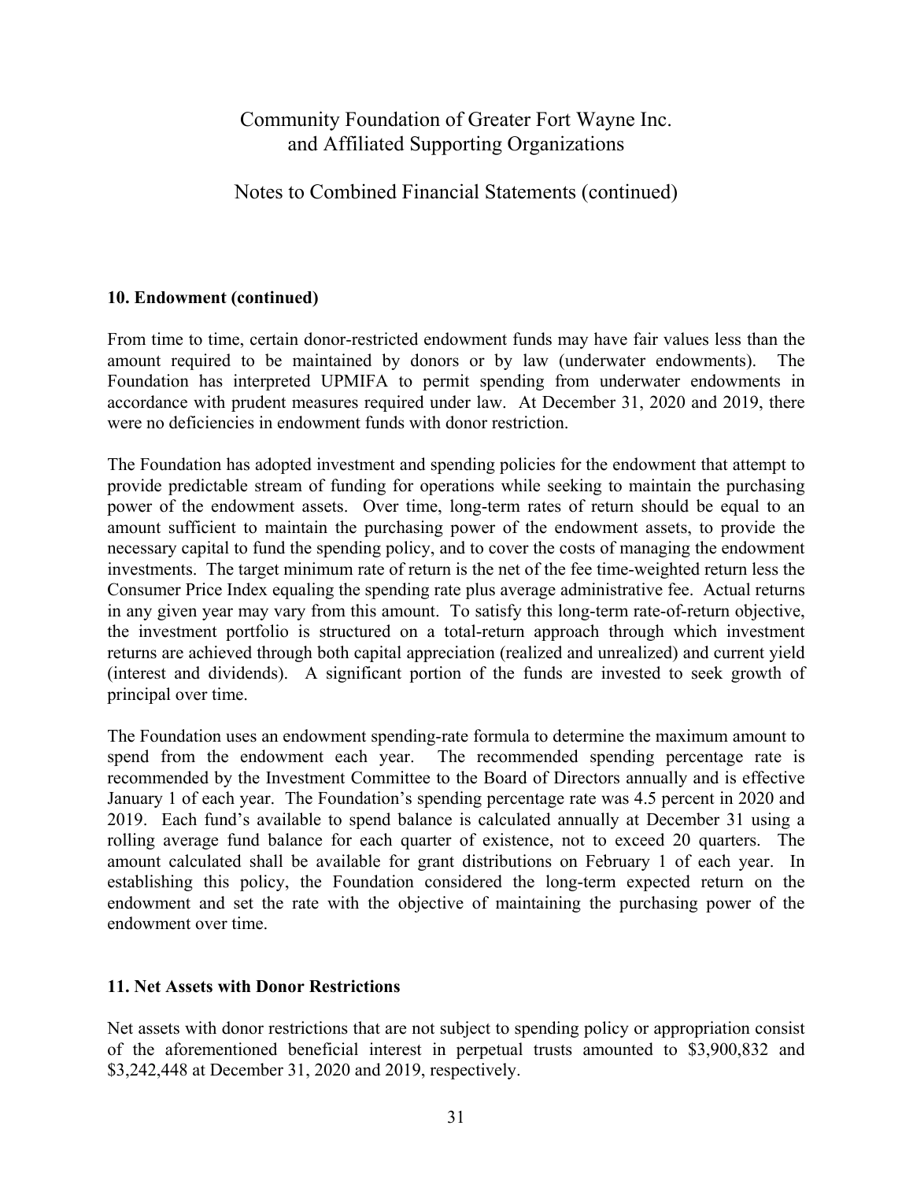## 10. Endowment (continued)

From time to time, certain donor-restricted endowment funds may have fair values less than the amount required to be maintained by donors or by law (underwater endowments). The Foundation has interpreted UPMIFA to permit spending from underwater endowments in accordance with prudent measures required under law. At December 31, 2020 and 2019, there were no deficiencies in endowment funds with donor restriction.

The Foundation has adopted investment and spending policies for the endowment that attempt to provide predictable stream of funding for operations while seeking to maintain the purchasing power of the endowment assets. Over time, long-term rates of return should be equal to an amount sufficient to maintain the purchasing power of the endowment assets, to provide the necessary capital to fund the spending policy, and to cover the costs of managing the endowment investments. The target minimum rate of return is the net of the fee time-weighted return less the Consumer Price Index equaling the spending rate plus average administrative fee. Actual returns in any given year may vary from this amount. To satisfy this long-term rate-of-return objective, the investment portfolio is structured on a total-return approach through which investment returns are achieved through both capital appreciation (realized and unrealized) and current yield (interest and dividends). A significant portion of the funds are invested to seek growth of principal over time.

The Foundation uses an endowment spending-rate formula to determine the maximum amount to spend from the endowment each year. The recommended spending percentage rate is recommended by the Investment Committee to the Board of Directors annually and is effective January 1 of each year. The Foundation's spending percentage rate was 4.5 percent in 2020 and 2019. Each fund's available to spend balance is calculated annually at December 31 using a rolling average fund balance for each quarter of existence, not to exceed 20 quarters. The amount calculated shall be available for grant distributions on February 1 of each year. In establishing this policy, the Foundation considered the long-term expected return on the endowment and set the rate with the objective of maintaining the purchasing power of the endowment over time.

## 11. Net Assets with Donor Restrictions

Net assets with donor restrictions that are not subject to spending policy or appropriation consist of the aforementioned beneficial interest in perpetual trusts amounted to $3,900,832 and $3,242,448 at December 31, 2020 and 2019, respectively.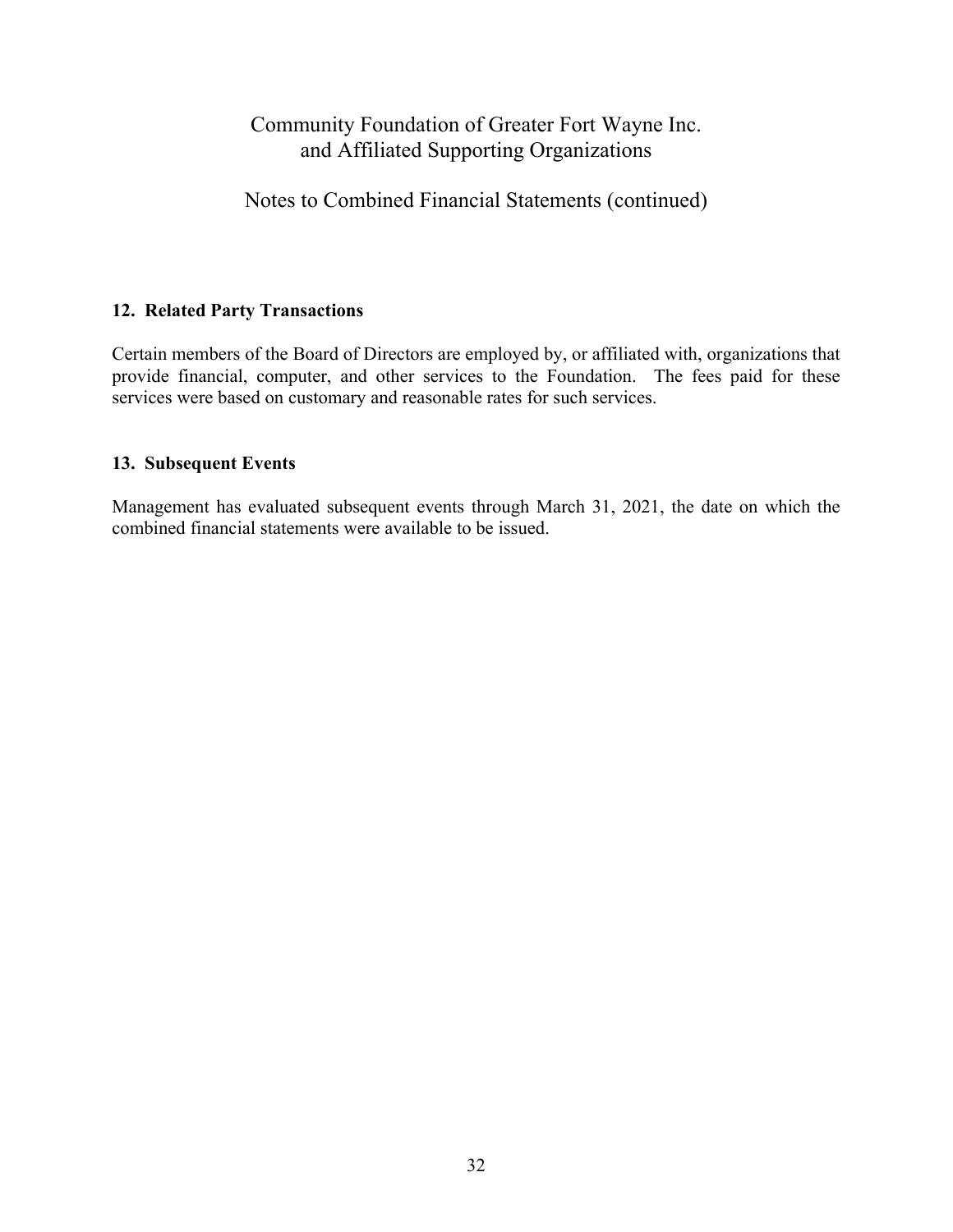Community Foundation of Greater Fort Wayne Inc.
and Affiliated Supporting Organizations

Notes to Combined Financial Statements (continued)

## 12. Related Party Transactions

Certain members of the Board of Directors are employed by, or affiliated with, organizations that provide financial, computer, and other services to the Foundation. The fees paid for these services were based on customary and reasonable rates for such services.

## 13. Subsequent Events

Management has evaluated subsequent events through March 31, 2021, the date on which the combined financial statements were available to be issued.